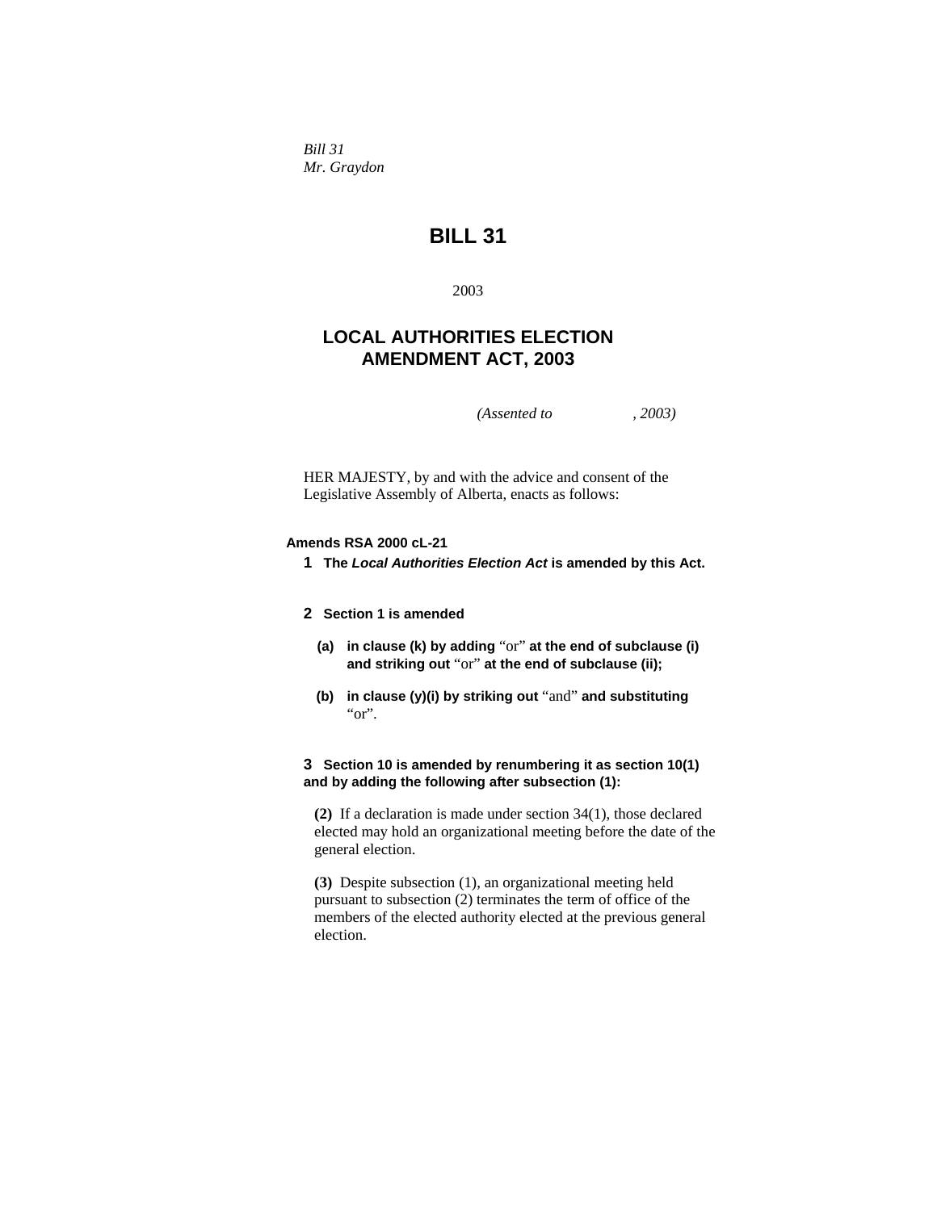*Bill 31*
*Mr. Graydon*

# BILL 31

2003

## LOCAL AUTHORITIES ELECTION AMENDMENT ACT, 2003

*(Assented to , 2003)*

HER MAJESTY, by and with the advice and consent of the Legislative Assembly of Alberta, enacts as follows:

**Amends RSA 2000 cL-21**

**1** **The *Local Authorities Election Act* is amended by this Act.**

**2** **Section 1 is amended**

**(a)** **in clause (k) by adding** "or" **at the end of subclause (i) and striking out** "or" **at the end of subclause (ii);**

**(b)** **in clause (y)(i) by striking out** "and" **and substituting** "or".

**3** **Section 10 is amended by renumbering it as section 10(1) and by adding the following after subsection (1):**

**(2)** If a declaration is made under section 34(1), those declared elected may hold an organizational meeting before the date of the general election.

**(3)** Despite subsection (1), an organizational meeting held pursuant to subsection (2) terminates the term of office of the members of the elected authority elected at the previous general election.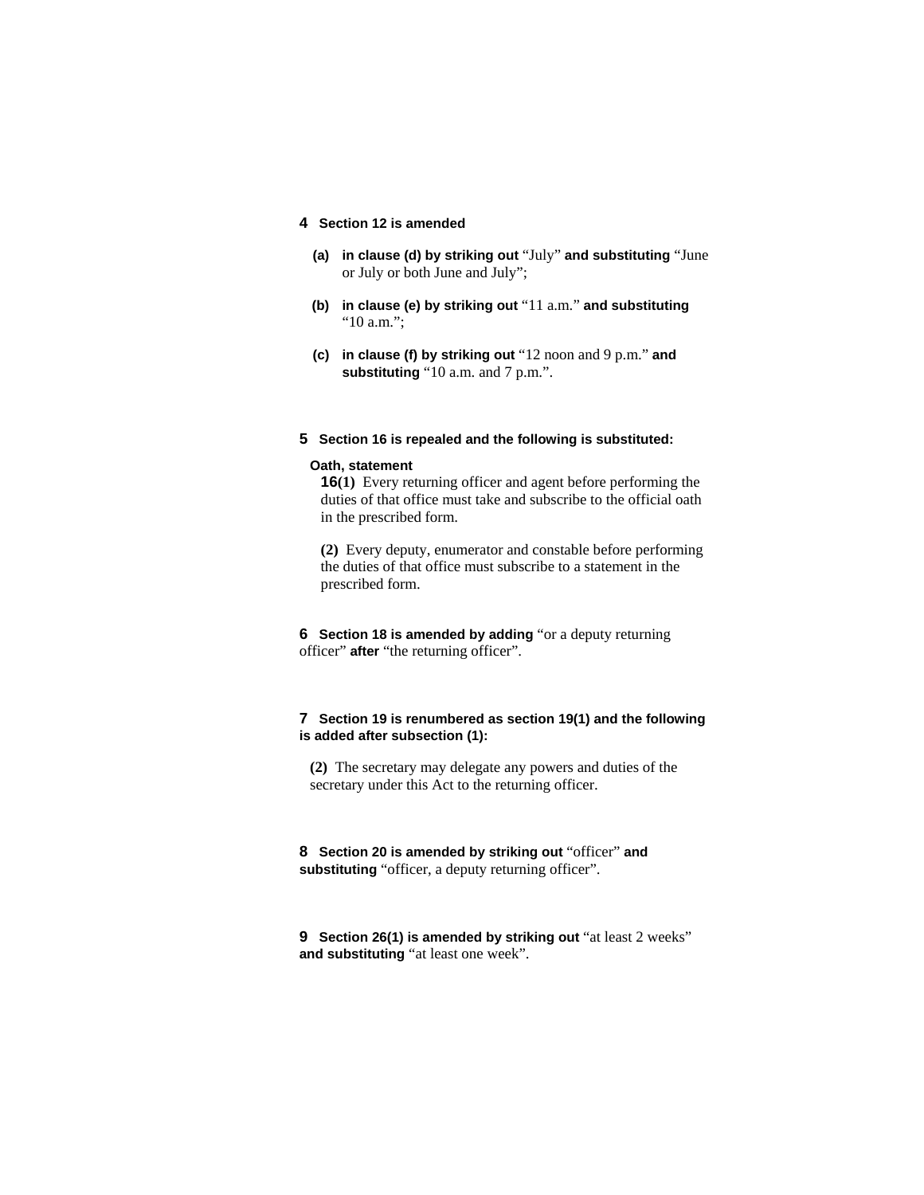**4 Section 12 is amended**

**(a) in clause (d) by striking out** "July" **and substituting** "June or July or both June and July";

**(b) in clause (e) by striking out** "11 a.m." **and substituting** "10 a.m.";

**(c) in clause (f) by striking out** "12 noon and 9 p.m." **and substituting** "10 a.m. and 7 p.m.".

**5 Section 16 is repealed and the following is substituted:**

**Oath, statement**

**16(1)** Every returning officer and agent before performing the duties of that office must take and subscribe to the official oath in the prescribed form.

**(2)** Every deputy, enumerator and constable before performing the duties of that office must subscribe to a statement in the prescribed form.

**6 Section 18 is amended by adding** "or a deputy returning officer" **after** "the returning officer".

**7 Section 19 is renumbered as section 19(1) and the following is added after subsection (1):**

**(2)** The secretary may delegate any powers and duties of the secretary under this Act to the returning officer.

**8 Section 20 is amended by striking out** "officer" **and substituting** "officer, a deputy returning officer".

**9 Section 26(1) is amended by striking out** "at least 2 weeks" **and substituting** "at least one week".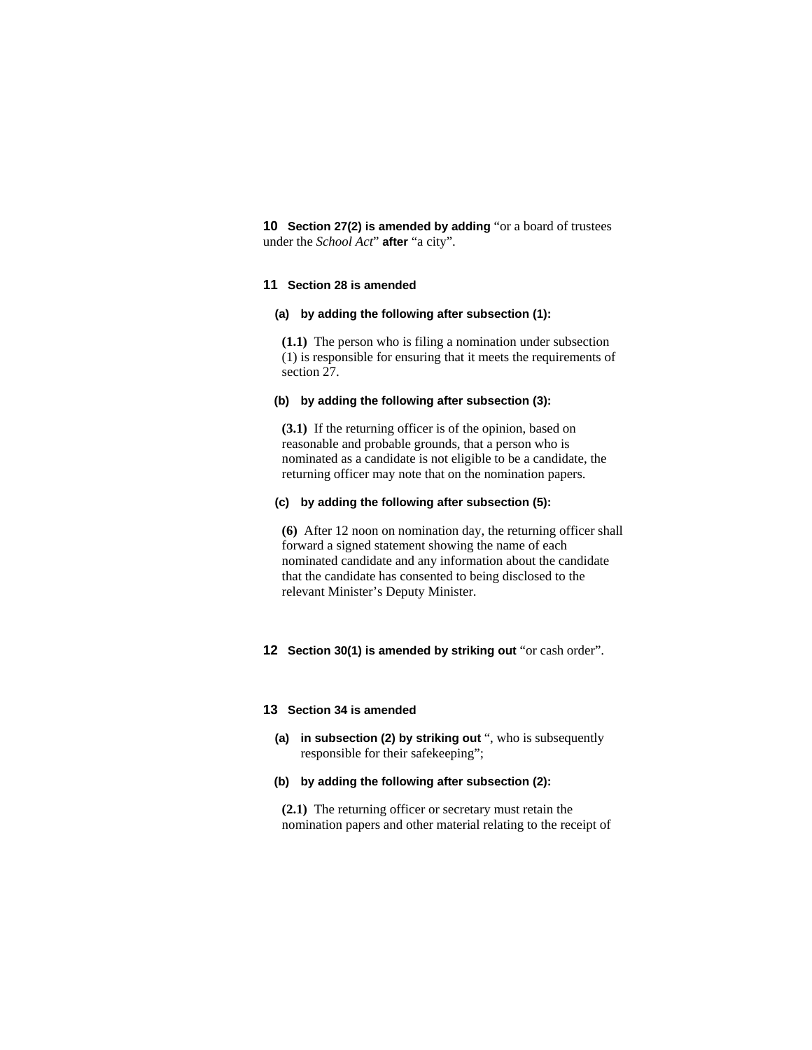**10** **Section 27(2) is amended by adding** “or a board of trustees under the *School Act*” **after** “a city”.

**11** **Section 28 is amended**

**(a)** **by adding the following after subsection (1):**

**(1.1)** The person who is filing a nomination under subsection (1) is responsible for ensuring that it meets the requirements of section 27.

**(b)** **by adding the following after subsection (3):**

**(3.1)** If the returning officer is of the opinion, based on reasonable and probable grounds, that a person who is nominated as a candidate is not eligible to be a candidate, the returning officer may note that on the nomination papers.

**(c)** **by adding the following after subsection (5):**

**(6)** After 12 noon on nomination day, the returning officer shall forward a signed statement showing the name of each nominated candidate and any information about the candidate that the candidate has consented to being disclosed to the relevant Minister’s Deputy Minister.

**12** **Section 30(1) is amended by striking out** “or cash order”.

**13** **Section 34 is amended**

**(a)** **in subsection (2) by striking out** “, who is subsequently responsible for their safekeeping”;

**(b)** **by adding the following after subsection (2):**

**(2.1)** The returning officer or secretary must retain the nomination papers and other material relating to the receipt of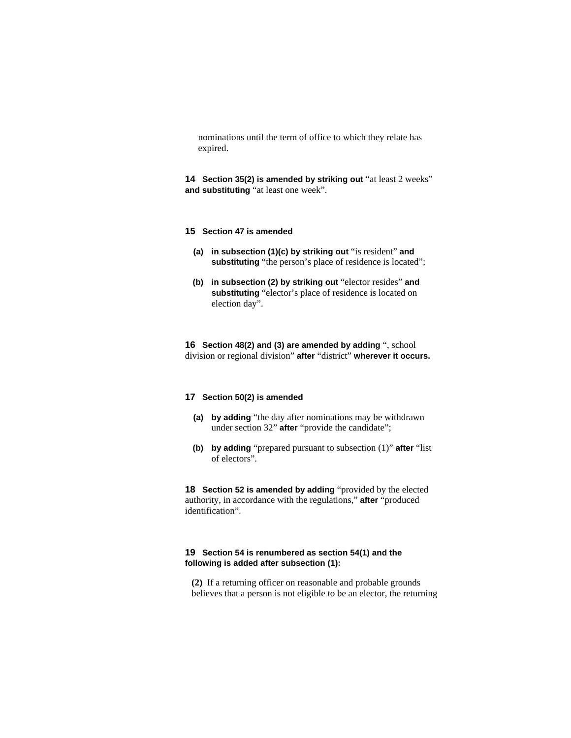nominations until the term of office to which they relate has expired.

**14 Section 35(2) is amended by striking out** "at least 2 weeks" **and substituting** "at least one week".

**15 Section 47 is amended**

**(a) in subsection (1)(c) by striking out** "is resident" **and substituting** "the person's place of residence is located";

**(b) in subsection (2) by striking out** "elector resides" **and substituting** "elector's place of residence is located on election day".

**16 Section 48(2) and (3) are amended by adding** ", school division or regional division" **after** "district" **wherever it occurs.**

**17 Section 50(2) is amended**

**(a) by adding** "the day after nominations may be withdrawn under section 32" **after** "provide the candidate";

**(b) by adding** "prepared pursuant to subsection (1)" **after** "list of electors".

**18 Section 52 is amended by adding** "provided by the elected authority, in accordance with the regulations," **after** "produced identification".

**19 Section 54 is renumbered as section 54(1) and the following is added after subsection (1):**

**(2)** If a returning officer on reasonable and probable grounds believes that a person is not eligible to be an elector, the returning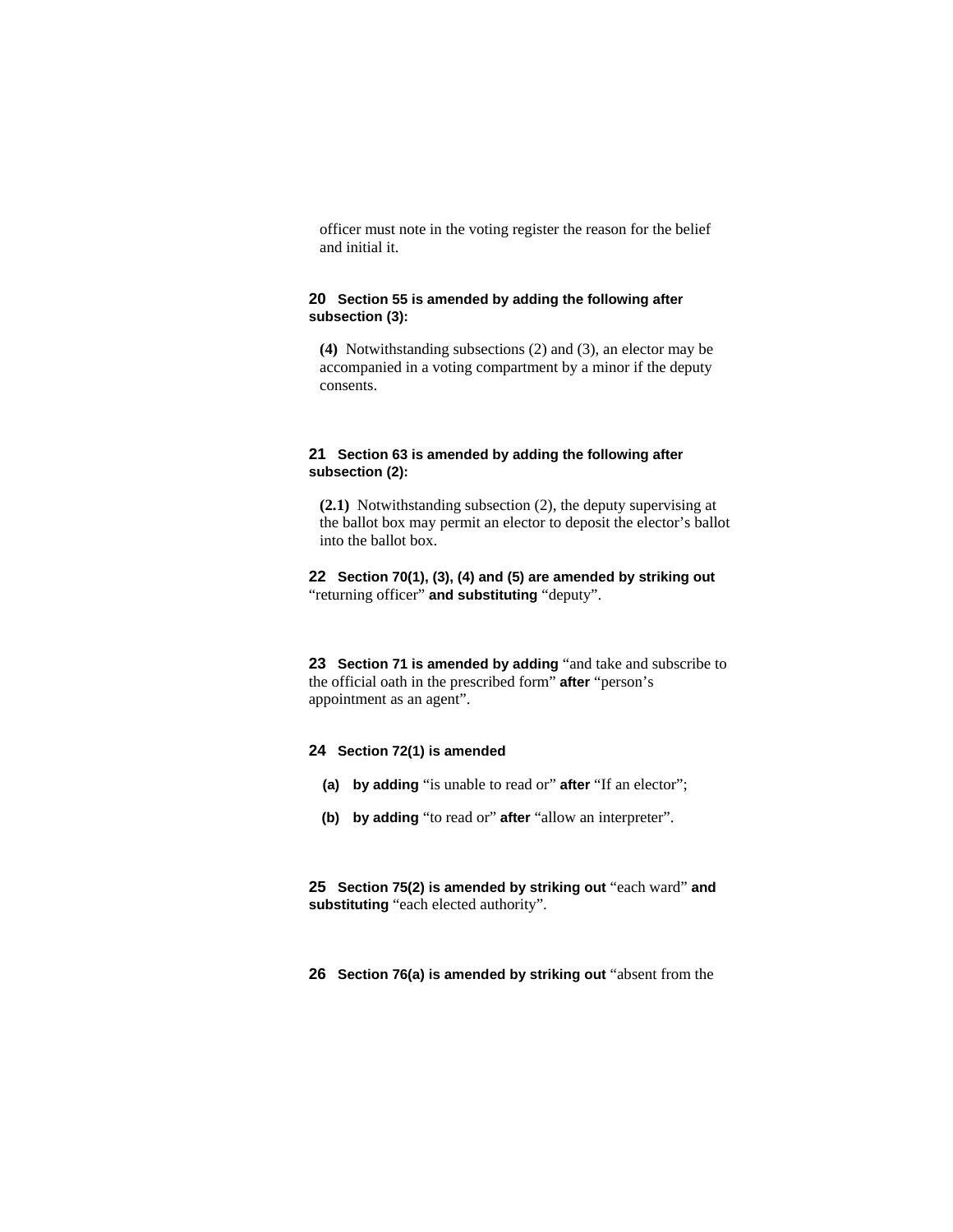officer must note in the voting register the reason for the belief and initial it.

**20 Section 55 is amended by adding the following after subsection (3):**

> **(4)** Notwithstanding subsections (2) and (3), an elector may be accompanied in a voting compartment by a minor if the deputy consents.

**21 Section 63 is amended by adding the following after subsection (2):**

> **(2.1)** Notwithstanding subsection (2), the deputy supervising at the ballot box may permit an elector to deposit the elector's ballot into the ballot box.

**22 Section 70(1), (3), (4) and (5) are amended by striking out** "returning officer" **and substituting** "deputy".

**23 Section 71 is amended by adding** "and take and subscribe to the official oath in the prescribed form" **after** "person's appointment as an agent".

**24 Section 72(1) is amended**

**(a) by adding** "is unable to read or" **after** "If an elector";

**(b) by adding** "to read or" **after** "allow an interpreter".

**25 Section 75(2) is amended by striking out** "each ward" **and substituting** "each elected authority".

**26 Section 76(a) is amended by striking out** "absent from the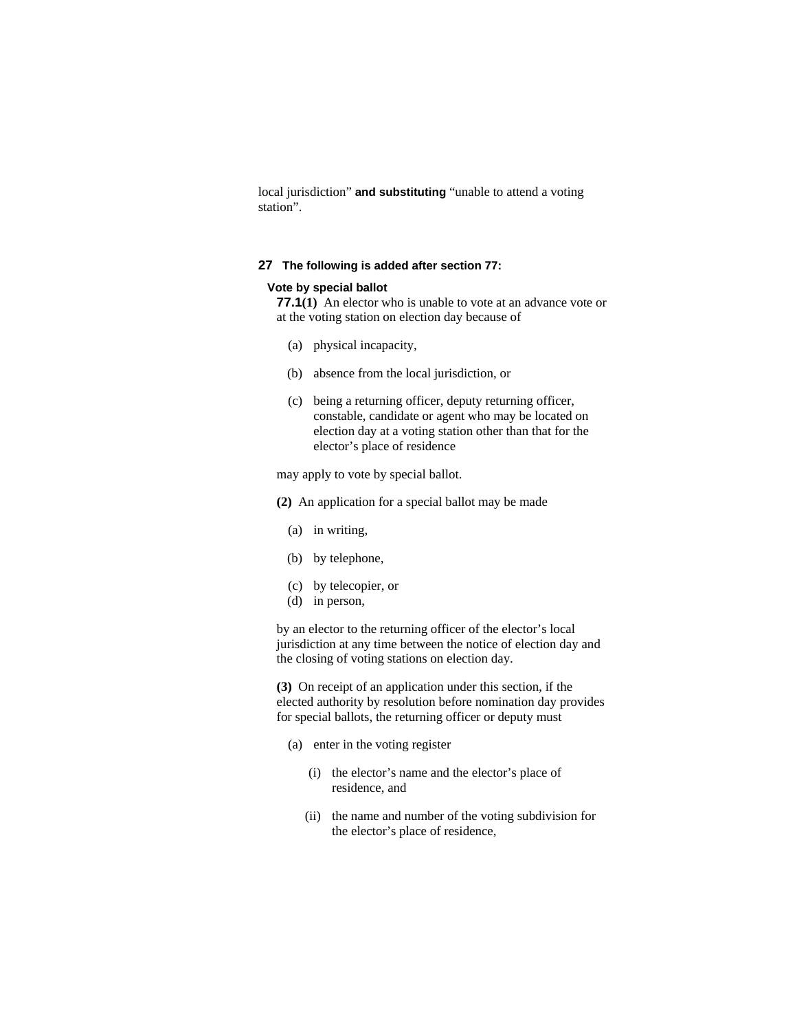local jurisdiction” **and substituting** “unable to attend a voting station”.

**27 The following is added after section 77:**

**Vote by special ballot**

**77.1(1)** An elector who is unable to vote at an advance vote or at the voting station on election day because of

(a) physical incapacity,

(b) absence from the local jurisdiction, or

(c) being a returning officer, deputy returning officer, constable, candidate or agent who may be located on election day at a voting station other than that for the elector’s place of residence

may apply to vote by special ballot.

**(2)** An application for a special ballot may be made

(a) in writing,

(b) by telephone,

(c) by telecopier, or

(d) in person,

by an elector to the returning officer of the elector’s local jurisdiction at any time between the notice of election day and the closing of voting stations on election day.

**(3)** On receipt of an application under this section, if the elected authority by resolution before nomination day provides for special ballots, the returning officer or deputy must

(a) enter in the voting register

(i) the elector’s name and the elector’s place of residence, and

(ii) the name and number of the voting subdivision for the elector’s place of residence,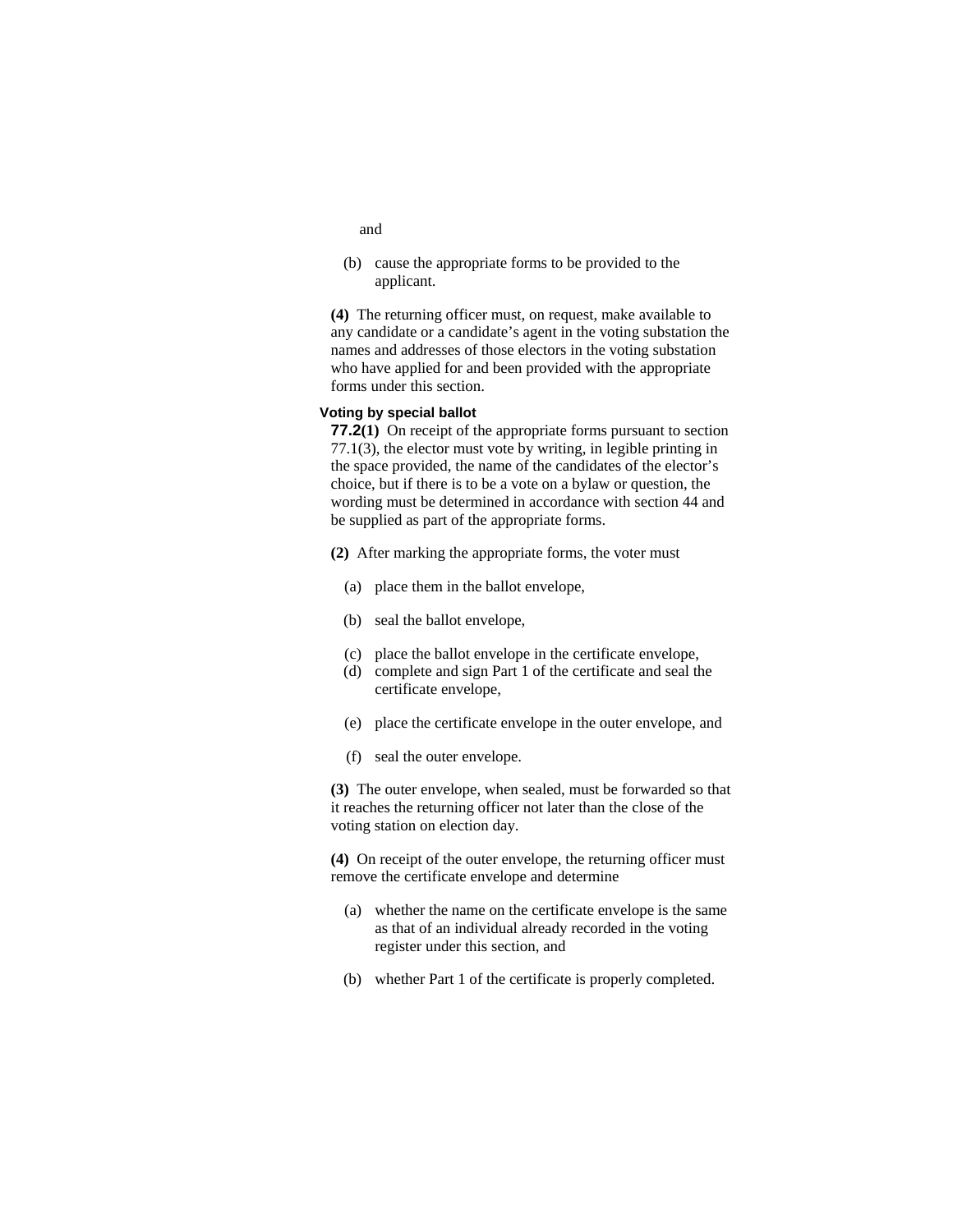and

(b) cause the appropriate forms to be provided to the applicant.

**(4)** The returning officer must, on request, make available to any candidate or a candidate's agent in the voting substation the names and addresses of those electors in the voting substation who have applied for and been provided with the appropriate forms under this section.

**Voting by special ballot**

**77.2(1)** On receipt of the appropriate forms pursuant to section 77.1(3), the elector must vote by writing, in legible printing in the space provided, the name of the candidates of the elector's choice, but if there is to be a vote on a bylaw or question, the wording must be determined in accordance with section 44 and be supplied as part of the appropriate forms.

**(2)** After marking the appropriate forms, the voter must

(a) place them in the ballot envelope,

(b) seal the ballot envelope,

(c) place the ballot envelope in the certificate envelope,

(d) complete and sign Part 1 of the certificate and seal the certificate envelope,

(e) place the certificate envelope in the outer envelope, and

(f) seal the outer envelope.

**(3)** The outer envelope, when sealed, must be forwarded so that it reaches the returning officer not later than the close of the voting station on election day.

**(4)** On receipt of the outer envelope, the returning officer must remove the certificate envelope and determine

(a) whether the name on the certificate envelope is the same as that of an individual already recorded in the voting register under this section, and

(b) whether Part 1 of the certificate is properly completed.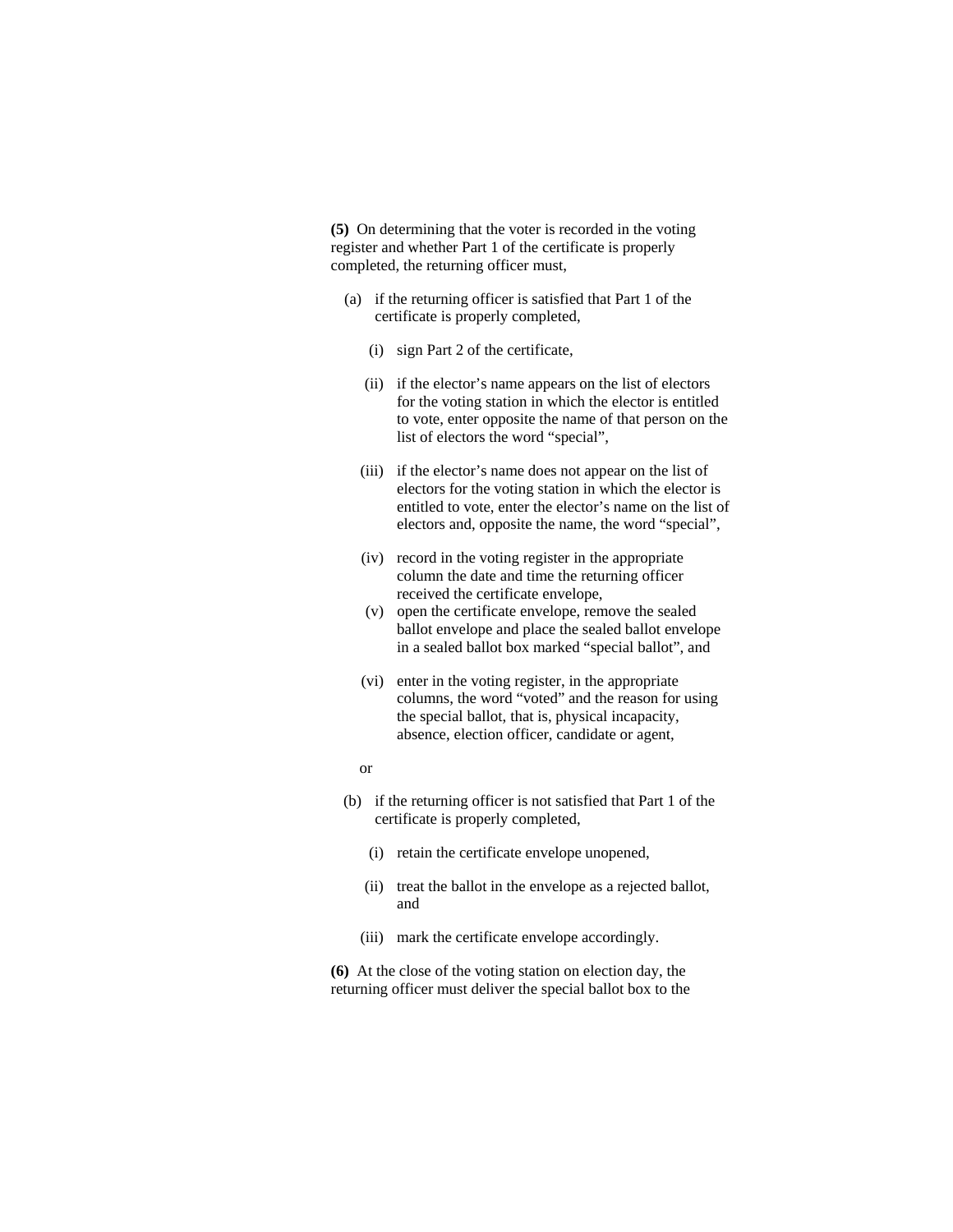**(5)** On determining that the voter is recorded in the voting register and whether Part 1 of the certificate is properly completed, the returning officer must,

(a) if the returning officer is satisfied that Part 1 of the certificate is properly completed,

(i) sign Part 2 of the certificate,

(ii) if the elector's name appears on the list of electors for the voting station in which the elector is entitled to vote, enter opposite the name of that person on the list of electors the word "special",

(iii) if the elector's name does not appear on the list of electors for the voting station in which the elector is entitled to vote, enter the elector's name on the list of electors and, opposite the name, the word "special",

(iv) record in the voting register in the appropriate column the date and time the returning officer received the certificate envelope,

(v) open the certificate envelope, remove the sealed ballot envelope and place the sealed ballot envelope in a sealed ballot box marked "special ballot", and

(vi) enter in the voting register, in the appropriate columns, the word "voted" and the reason for using the special ballot, that is, physical incapacity, absence, election officer, candidate or agent,

or

(b) if the returning officer is not satisfied that Part 1 of the certificate is properly completed,

(i) retain the certificate envelope unopened,

(ii) treat the ballot in the envelope as a rejected ballot, and

(iii) mark the certificate envelope accordingly.

**(6)** At the close of the voting station on election day, the returning officer must deliver the special ballot box to the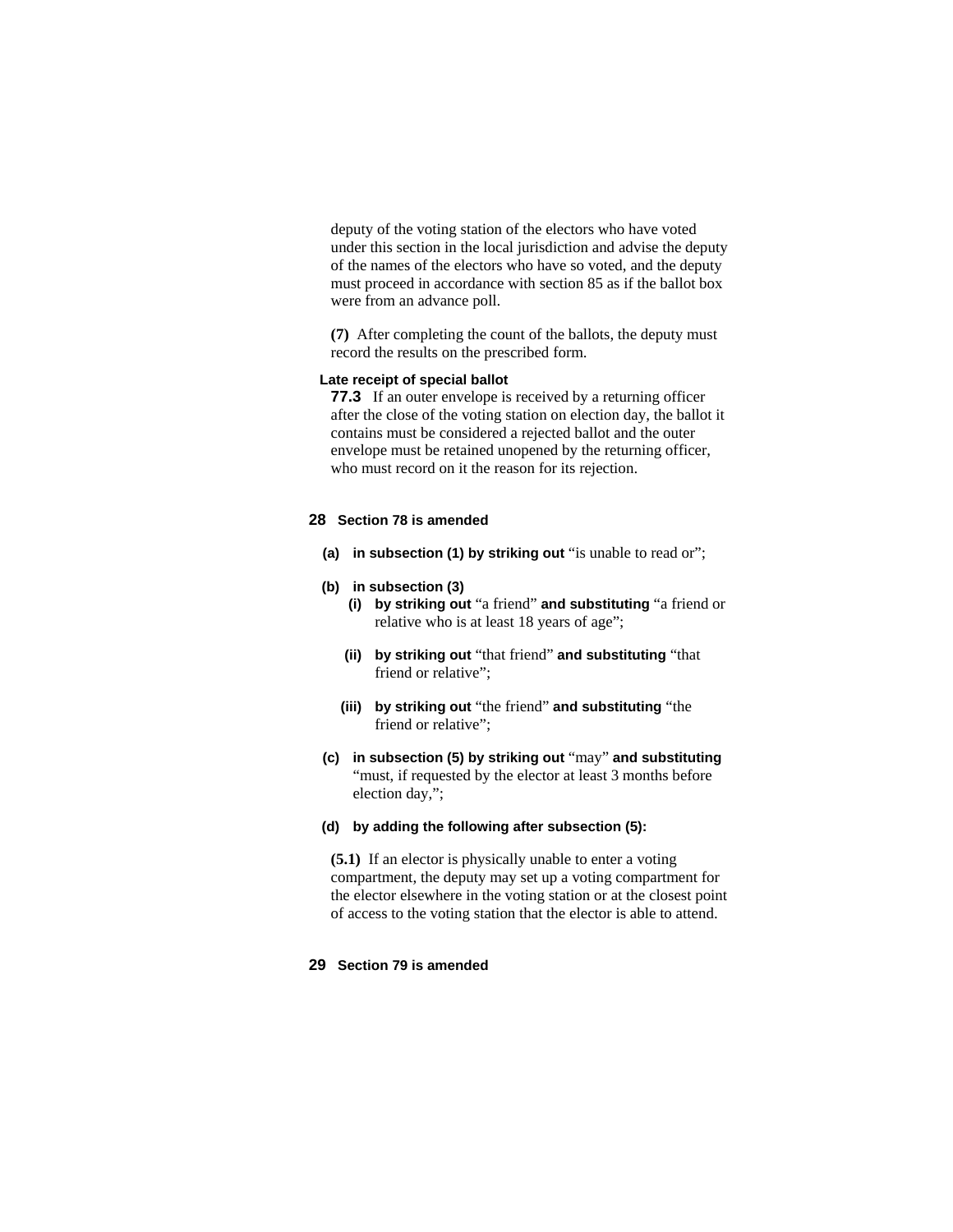deputy of the voting station of the electors who have voted under this section in the local jurisdiction and advise the deputy of the names of the electors who have so voted, and the deputy must proceed in accordance with section 85 as if the ballot box were from an advance poll.

**(7)** After completing the count of the ballots, the deputy must record the results on the prescribed form.

**Late receipt of special ballot**

**77.3** If an outer envelope is received by a returning officer after the close of the voting station on election day, the ballot it contains must be considered a rejected ballot and the outer envelope must be retained unopened by the returning officer, who must record on it the reason for its rejection.

**28 Section 78 is amended**

**(a) in subsection (1) by striking out** "is unable to read or";

**(b) in subsection (3)**

**(i) by striking out** "a friend" **and substituting** "a friend or relative who is at least 18 years of age";

**(ii) by striking out** "that friend" **and substituting** "that friend or relative";

**(iii) by striking out** "the friend" **and substituting** "the friend or relative";

**(c) in subsection (5) by striking out** "may" **and substituting** "must, if requested by the elector at least 3 months before election day,";

**(d) by adding the following after subsection (5):**

**(5.1)** If an elector is physically unable to enter a voting compartment, the deputy may set up a voting compartment for the elector elsewhere in the voting station or at the closest point of access to the voting station that the elector is able to attend.

**29 Section 79 is amended**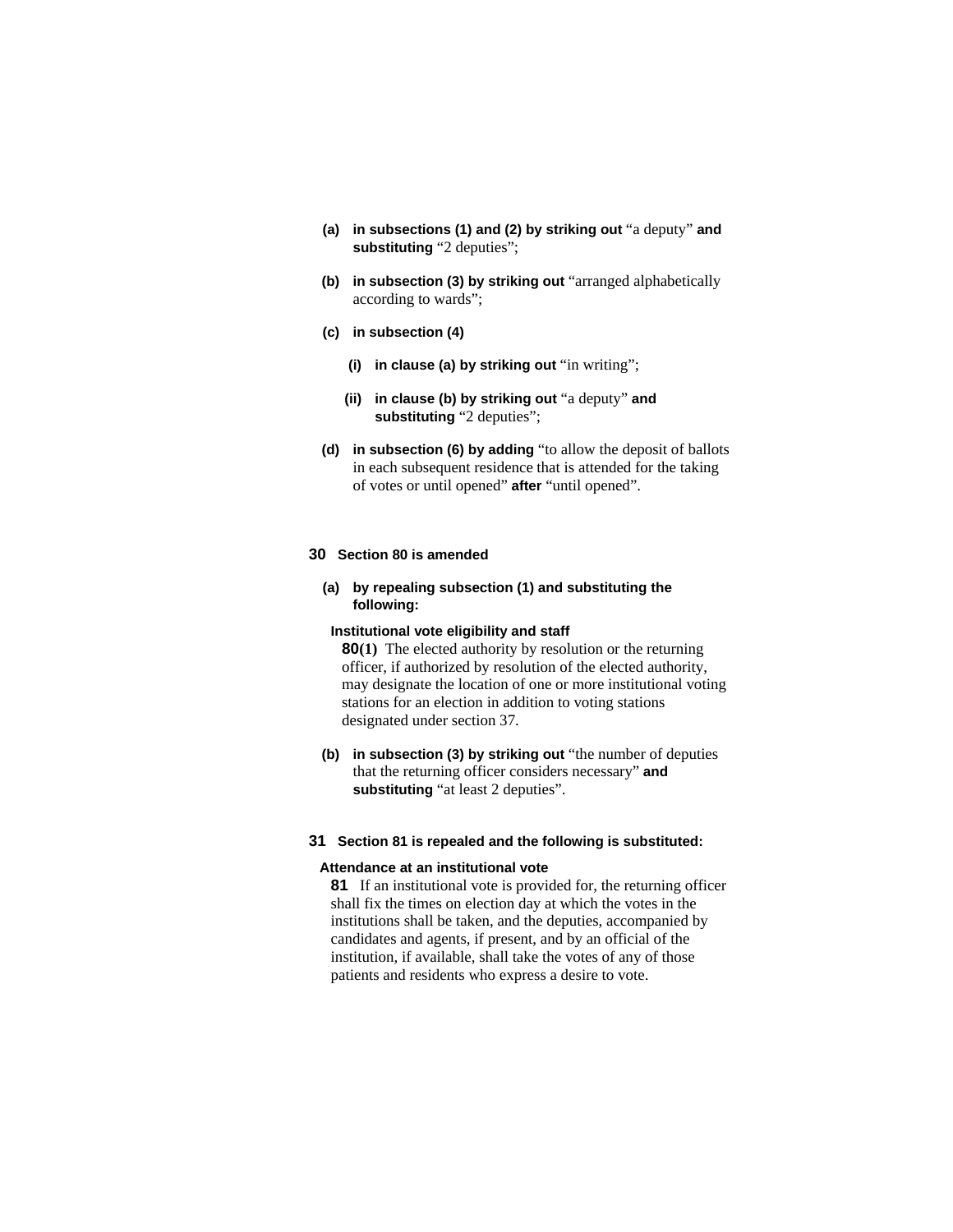- **(a)** **in subsections (1) and (2) by striking out** "a deputy" **and substituting** "2 deputies";

- **(b)** **in subsection (3) by striking out** "arranged alphabetically according to wards";

- **(c)** **in subsection (4)**

  - **(i)** **in clause (a) by striking out** "in writing";

  - **(ii)** **in clause (b) by striking out** "a deputy" **and substituting** "2 deputies";

- **(d)** **in subsection (6) by adding** "to allow the deposit of ballots in each subsequent residence that is attended for the taking of votes or until opened" **after** "until opened".

**30** **Section 80 is amended**

- **(a)** **by repealing subsection (1) and substituting the following:**

**Institutional vote eligibility and staff**

**80(1)** The elected authority by resolution or the returning officer, if authorized by resolution of the elected authority, may designate the location of one or more institutional voting stations for an election in addition to voting stations designated under section 37.

- **(b)** **in subsection (3) by striking out** "the number of deputies that the returning officer considers necessary" **and substituting** "at least 2 deputies".

**31** **Section 81 is repealed and the following is substituted:**

**Attendance at an institutional vote**

**81** If an institutional vote is provided for, the returning officer shall fix the times on election day at which the votes in the institutions shall be taken, and the deputies, accompanied by candidates and agents, if present, and by an official of the institution, if available, shall take the votes of any of those patients and residents who express a desire to vote.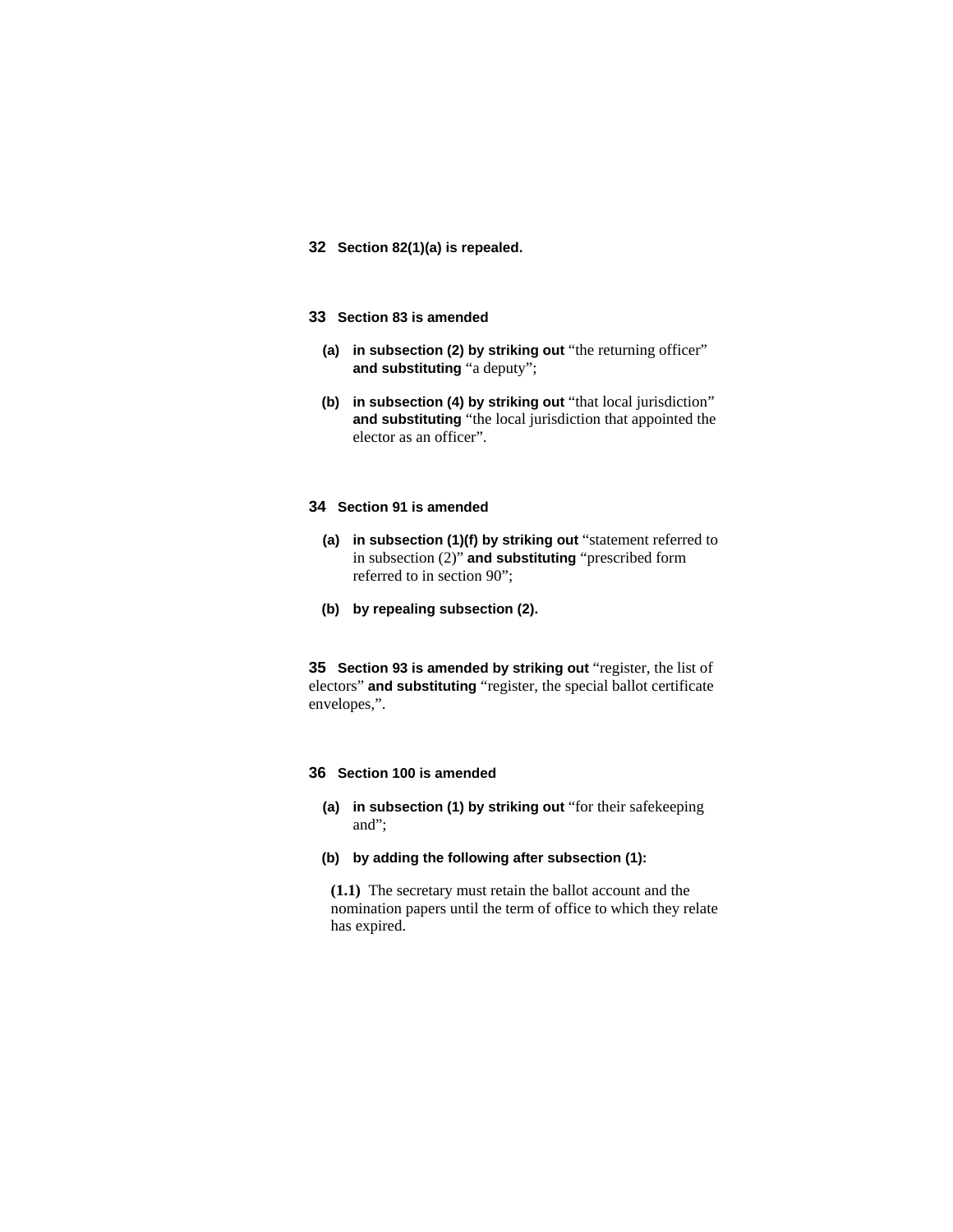**32 Section 82(1)(a) is repealed.**

**33 Section 83 is amended**

**(a) in subsection (2) by striking out** "the returning officer" **and substituting** "a deputy";

**(b) in subsection (4) by striking out** "that local jurisdiction" **and substituting** "the local jurisdiction that appointed the elector as an officer".

**34 Section 91 is amended**

**(a) in subsection (1)(f) by striking out** "statement referred to in subsection (2)" **and substituting** "prescribed form referred to in section 90";

**(b) by repealing subsection (2).**

**35 Section 93 is amended by striking out** "register, the list of electors" **and substituting** "register, the special ballot certificate envelopes,".

**36 Section 100 is amended**

**(a) in subsection (1) by striking out** "for their safekeeping and";

**(b) by adding the following after subsection (1):**

**(1.1)** The secretary must retain the ballot account and the nomination papers until the term of office to which they relate has expired.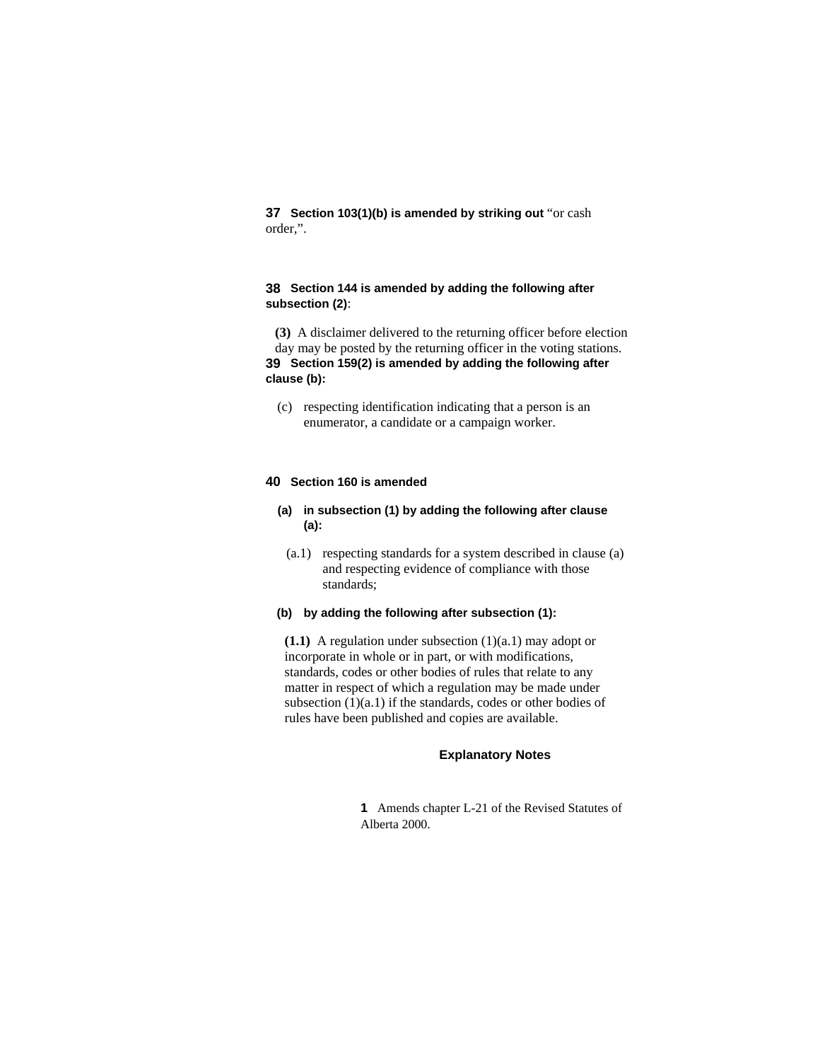**37** **Section 103(1)(b) is amended by striking out** "or cash order,".

**38** **Section 144 is amended by adding the following after subsection (2)**:

**(3)** A disclaimer delivered to the returning officer before election day may be posted by the returning officer in the voting stations.

**39** **Section 159(2) is amended by adding the following after clause (b):**

(c) respecting identification indicating that a person is an enumerator, a candidate or a campaign worker.

**40** **Section 160 is amended**

**(a)** **in subsection (1) by adding the following after clause (a):**

(a.1) respecting standards for a system described in clause (a) and respecting evidence of compliance with those standards;

**(b)** **by adding the following after subsection (1):**

**(1.1)** A regulation under subsection (1)(a.1) may adopt or incorporate in whole or in part, or with modifications, standards, codes or other bodies of rules that relate to any matter in respect of which a regulation may be made under subsection (1)(a.1) if the standards, codes or other bodies of rules have been published and copies are available.

## Explanatory Notes

**1** Amends chapter L-21 of the Revised Statutes of Alberta 2000.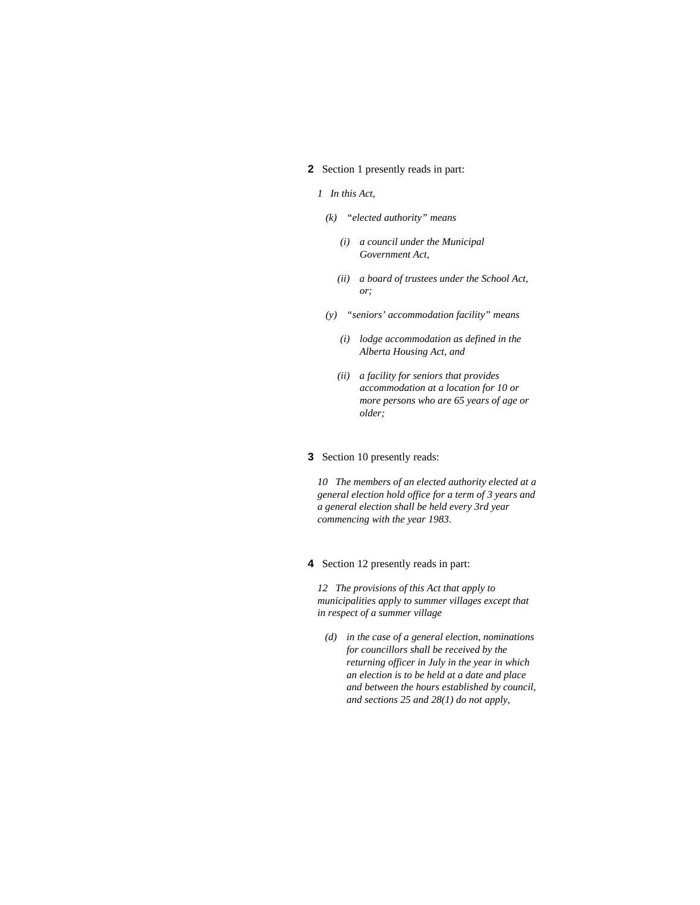**2** Section 1 presently reads in part:

*1 In this Act,*

*(k) "elected authority" means*

*(i) a council under the Municipal Government Act,*

*(ii) a board of trustees under the School Act, or;*

*(y) "seniors' accommodation facility" means*

*(i) lodge accommodation as defined in the Alberta Housing Act, and*

*(ii) a facility for seniors that provides accommodation at a location for 10 or more persons who are 65 years of age or older;*

**3** Section 10 presently reads:

*10 The members of an elected authority elected at a general election hold office for a term of 3 years and a general election shall be held every 3rd year commencing with the year 1983.*

**4** Section 12 presently reads in part:

*12 The provisions of this Act that apply to municipalities apply to summer villages except that in respect of a summer village*

*(d) in the case of a general election, nominations for councillors shall be received by the returning officer in July in the year in which an election is to be held at a date and place and between the hours established by council, and sections 25 and 28(1) do not apply,*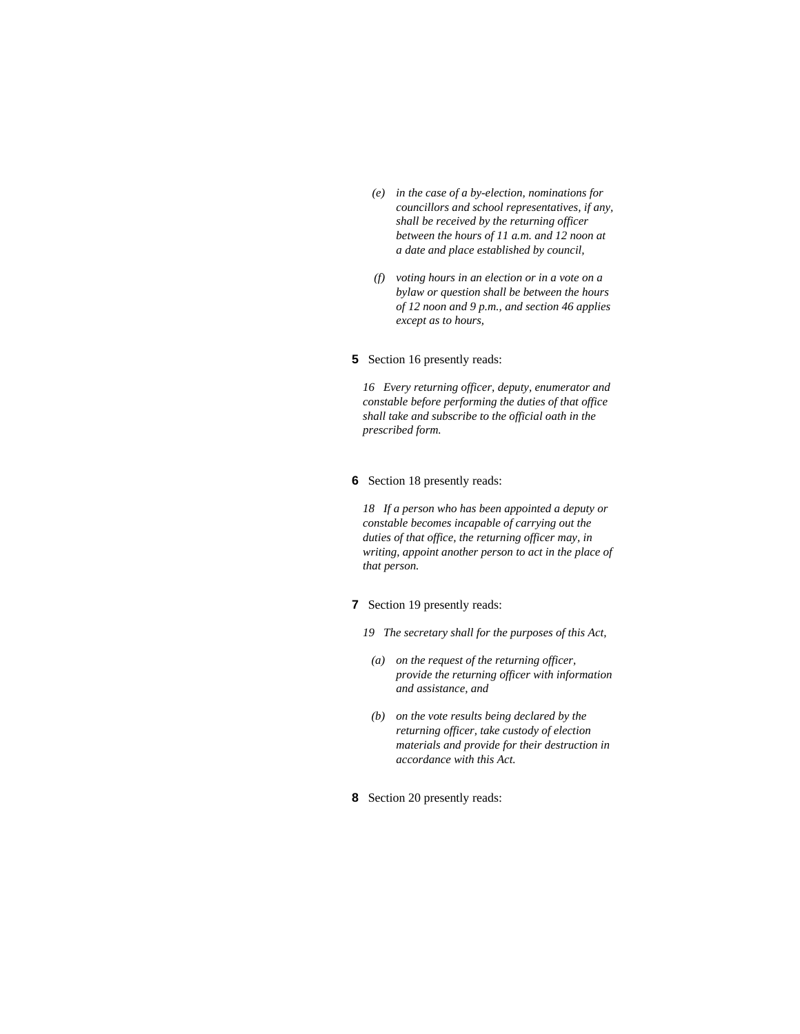*(e) in the case of a by-election, nominations for councillors and school representatives, if any, shall be received by the returning officer between the hours of 11 a.m. and 12 noon at a date and place established by council,*

*(f) voting hours in an election or in a vote on a bylaw or question shall be between the hours of 12 noon and 9 p.m., and section 46 applies except as to hours,*

**5** Section 16 presently reads:

*16 Every returning officer, deputy, enumerator and constable before performing the duties of that office shall take and subscribe to the official oath in the prescribed form.*

**6** Section 18 presently reads:

*18 If a person who has been appointed a deputy or constable becomes incapable of carrying out the duties of that office, the returning officer may, in writing, appoint another person to act in the place of that person.*

**7** Section 19 presently reads:

*19 The secretary shall for the purposes of this Act,*

*(a) on the request of the returning officer, provide the returning officer with information and assistance, and*

*(b) on the vote results being declared by the returning officer, take custody of election materials and provide for their destruction in accordance with this Act.*

**8** Section 20 presently reads: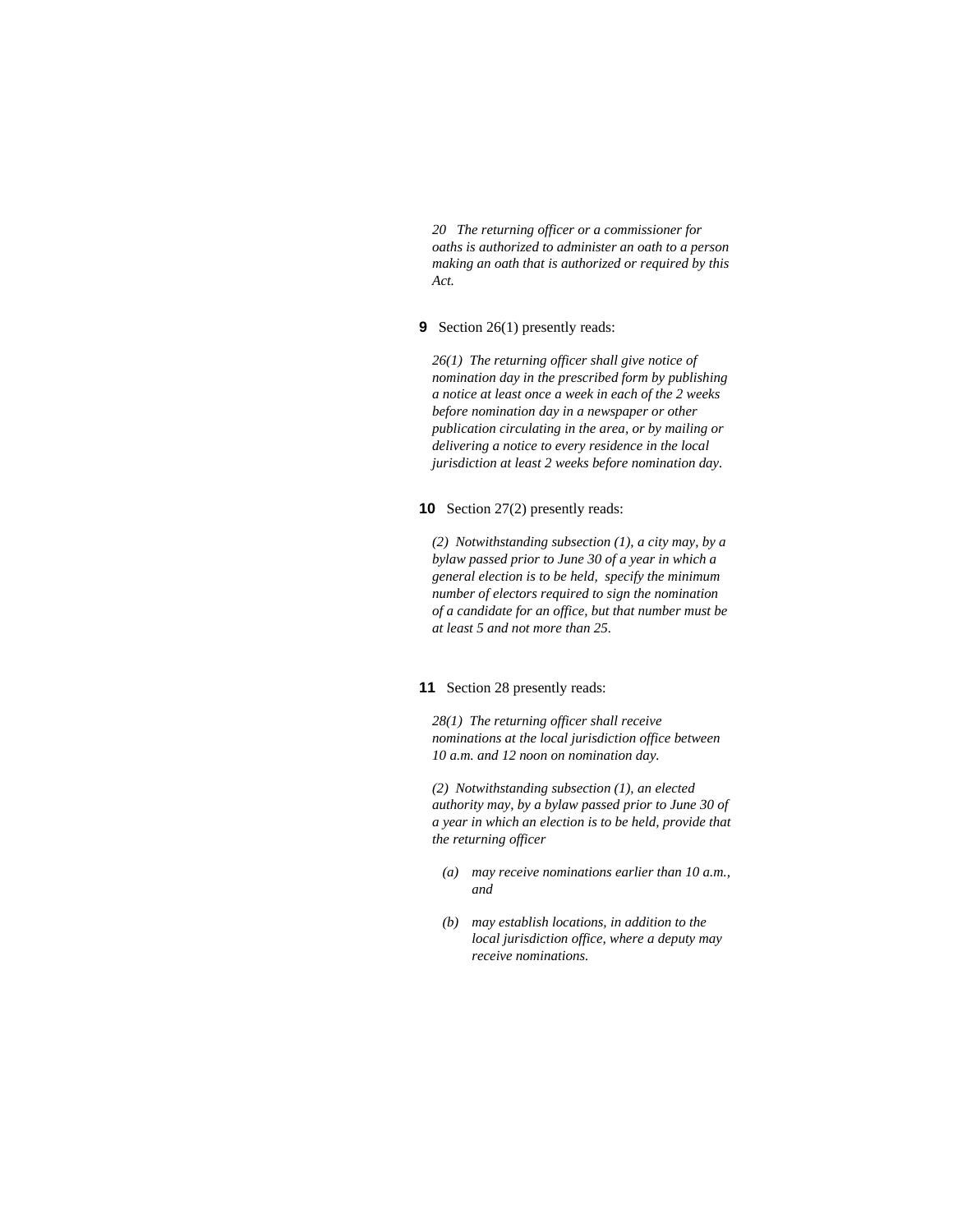*20   The returning officer or a commissioner for oaths is authorized to administer an oath to a person making an oath that is authorized or required by this Act.*

**9**  Section 26(1) presently reads:

*26(1)  The returning officer shall give notice of nomination day in the prescribed form by publishing a notice at least once a week in each of the 2 weeks before nomination day in a newspaper or other publication circulating in the area, or by mailing or delivering a notice to every residence in the local jurisdiction at least 2 weeks before nomination day.*

**10**  Section 27(2) presently reads:

*(2)  Notwithstanding subsection (1), a city may, by a bylaw passed prior to June 30 of a year in which a general election is to be held,  specify the minimum number of electors required to sign the nomination of a candidate for an office, but that number must be at least 5 and not more than 25.*

**11**  Section 28 presently reads:

*28(1)  The returning officer shall receive nominations at the local jurisdiction office between 10 a.m. and 12 noon on nomination day.*

*(2)  Notwithstanding subsection (1), an elected authority may, by a bylaw passed prior to June 30 of a year in which an election is to be held, provide that the returning officer*

- *(a)  may receive nominations earlier than 10 a.m., and*
- *(b)  may establish locations, in addition to the local jurisdiction office, where a deputy may receive nominations.*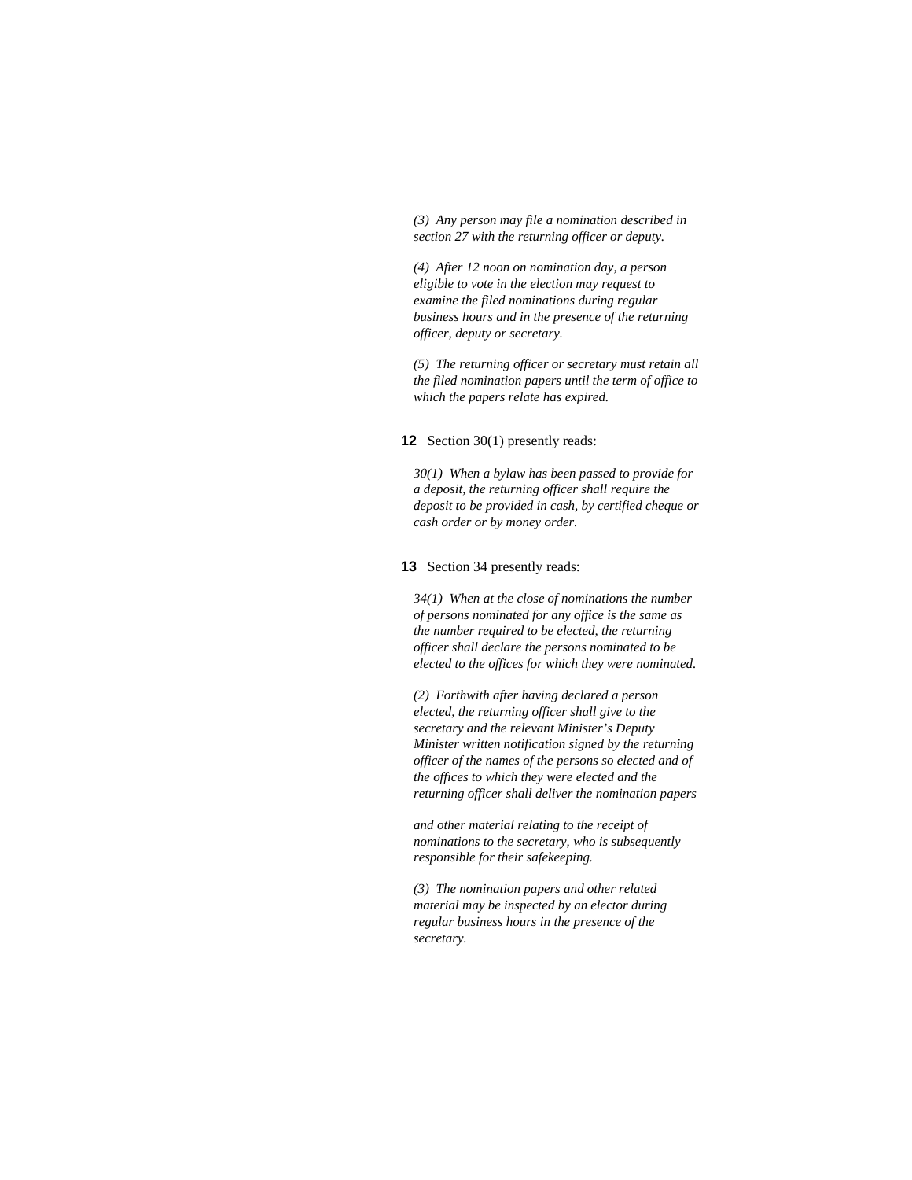*(3) Any person may file a nomination described in section 27 with the returning officer or deputy.*

*(4) After 12 noon on nomination day, a person eligible to vote in the election may request to examine the filed nominations during regular business hours and in the presence of the returning officer, deputy or secretary.*

*(5) The returning officer or secretary must retain all the filed nomination papers until the term of office to which the papers relate has expired.*

**12** Section 30(1) presently reads:

*30(1) When a bylaw has been passed to provide for a deposit, the returning officer shall require the deposit to be provided in cash, by certified cheque or cash order or by money order.*

**13** Section 34 presently reads:

*34(1) When at the close of nominations the number of persons nominated for any office is the same as the number required to be elected, the returning officer shall declare the persons nominated to be elected to the offices for which they were nominated.*

*(2) Forthwith after having declared a person elected, the returning officer shall give to the secretary and the relevant Minister's Deputy Minister written notification signed by the returning officer of the names of the persons so elected and of the offices to which they were elected and the returning officer shall deliver the nomination papers and other material relating to the receipt of nominations to the secretary, who is subsequently responsible for their safekeeping.*

*(3) The nomination papers and other related material may be inspected by an elector during regular business hours in the presence of the secretary.*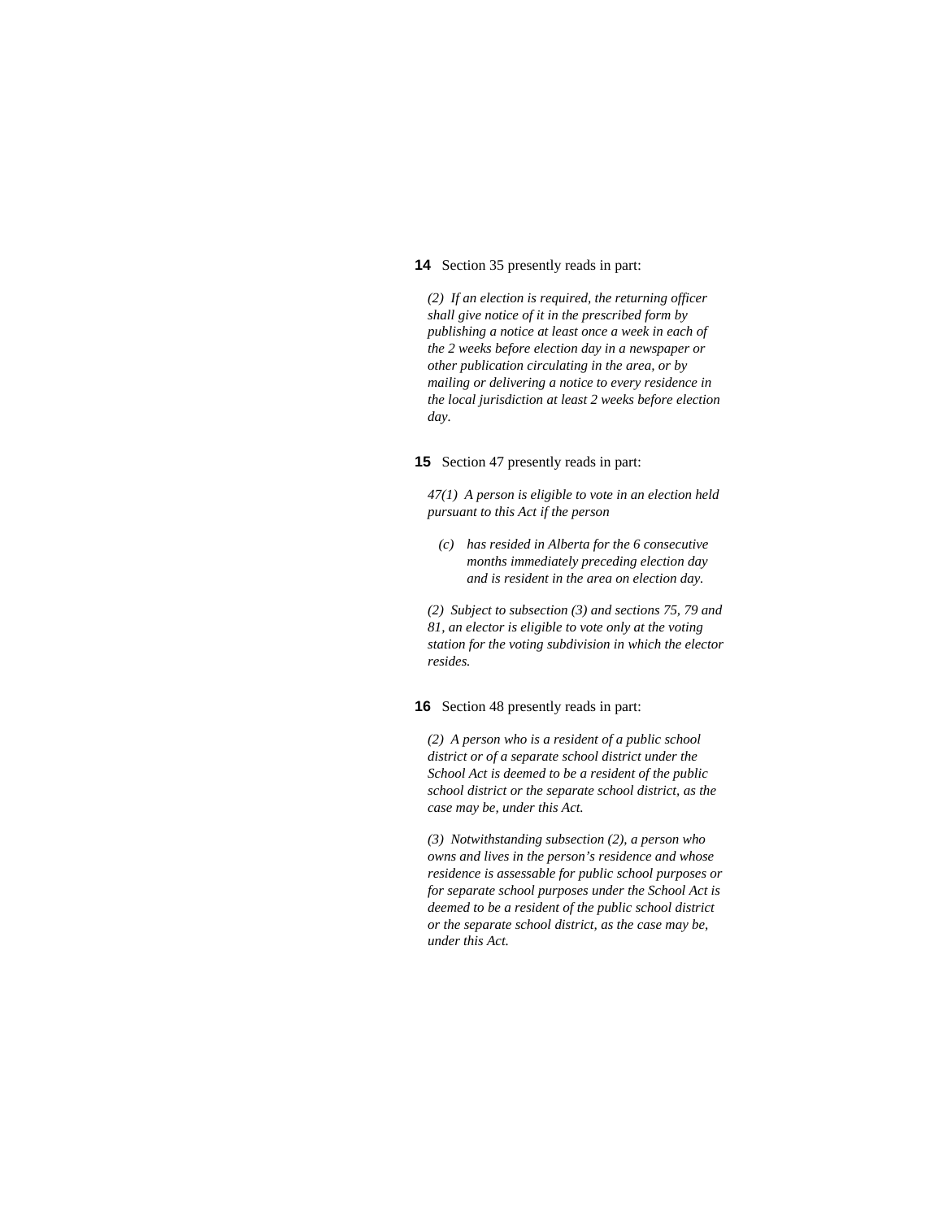**14** Section 35 presently reads in part:

*(2) If an election is required, the returning officer shall give notice of it in the prescribed form by publishing a notice at least once a week in each of the 2 weeks before election day in a newspaper or other publication circulating in the area, or by mailing or delivering a notice to every residence in the local jurisdiction at least 2 weeks before election day.*

**15** Section 47 presently reads in part:

*47(1) A person is eligible to vote in an election held pursuant to this Act if the person*

*(c) has resided in Alberta for the 6 consecutive months immediately preceding election day and is resident in the area on election day.*

*(2) Subject to subsection (3) and sections 75, 79 and 81, an elector is eligible to vote only at the voting station for the voting subdivision in which the elector resides.*

**16** Section 48 presently reads in part:

*(2) A person who is a resident of a public school district or of a separate school district under the School Act is deemed to be a resident of the public school district or the separate school district, as the case may be, under this Act.*

*(3) Notwithstanding subsection (2), a person who owns and lives in the person's residence and whose residence is assessable for public school purposes or for separate school purposes under the School Act is deemed to be a resident of the public school district or the separate school district, as the case may be, under this Act.*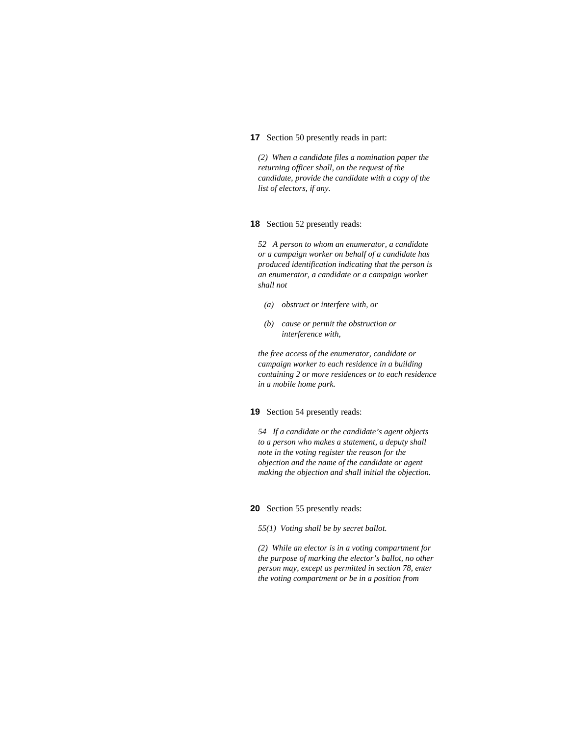**17** Section 50 presently reads in part:

*(2) When a candidate files a nomination paper the returning officer shall, on the request of the candidate, provide the candidate with a copy of the list of electors, if any.*

**18** Section 52 presently reads:

*52 A person to whom an enumerator, a candidate or a campaign worker on behalf of a candidate has produced identification indicating that the person is an enumerator, a candidate or a campaign worker shall not*

*(a) obstruct or interfere with, or*

*(b) cause or permit the obstruction or interference with,*

*the free access of the enumerator, candidate or campaign worker to each residence in a building containing 2 or more residences or to each residence in a mobile home park.*

**19** Section 54 presently reads:

*54 If a candidate or the candidate's agent objects to a person who makes a statement, a deputy shall note in the voting register the reason for the objection and the name of the candidate or agent making the objection and shall initial the objection.*

**20** Section 55 presently reads:

*55(1) Voting shall be by secret ballot.*

*(2) While an elector is in a voting compartment for the purpose of marking the elector's ballot, no other person may, except as permitted in section 78, enter the voting compartment or be in a position from*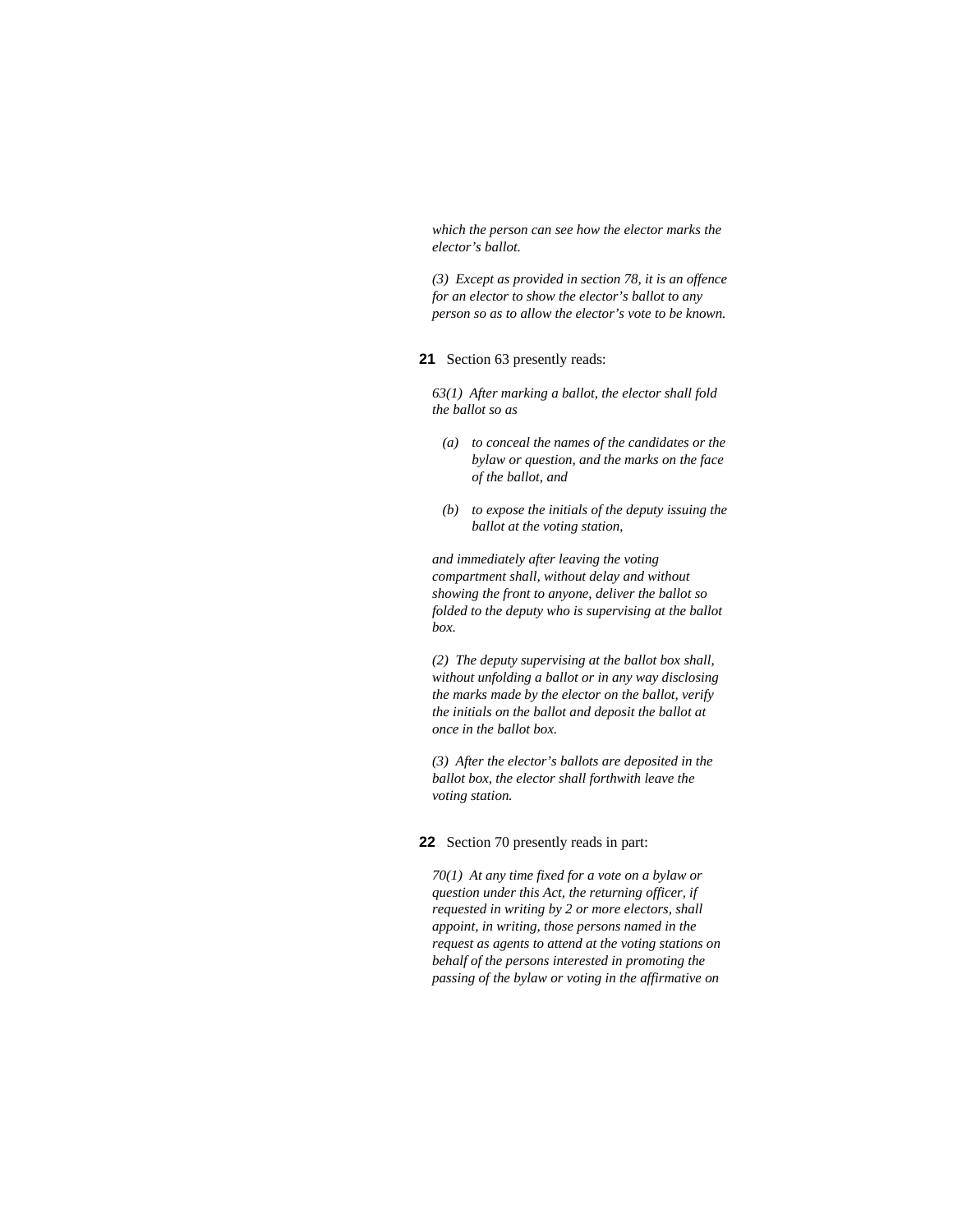*which the person can see how the elector marks the elector's ballot.*

*(3) Except as provided in section 78, it is an offence for an elector to show the elector's ballot to any person so as to allow the elector's vote to be known.*

**21** Section 63 presently reads:

*63(1) After marking a ballot, the elector shall fold the ballot so as*

*(a) to conceal the names of the candidates or the bylaw or question, and the marks on the face of the ballot, and*

*(b) to expose the initials of the deputy issuing the ballot at the voting station,*

*and immediately after leaving the voting compartment shall, without delay and without showing the front to anyone, deliver the ballot so folded to the deputy who is supervising at the ballot box.*

*(2) The deputy supervising at the ballot box shall, without unfolding a ballot or in any way disclosing the marks made by the elector on the ballot, verify the initials on the ballot and deposit the ballot at once in the ballot box.*

*(3) After the elector's ballots are deposited in the ballot box, the elector shall forthwith leave the voting station.*

**22** Section 70 presently reads in part:

*70(1) At any time fixed for a vote on a bylaw or question under this Act, the returning officer, if requested in writing by 2 or more electors, shall appoint, in writing, those persons named in the request as agents to attend at the voting stations on behalf of the persons interested in promoting the passing of the bylaw or voting in the affirmative on*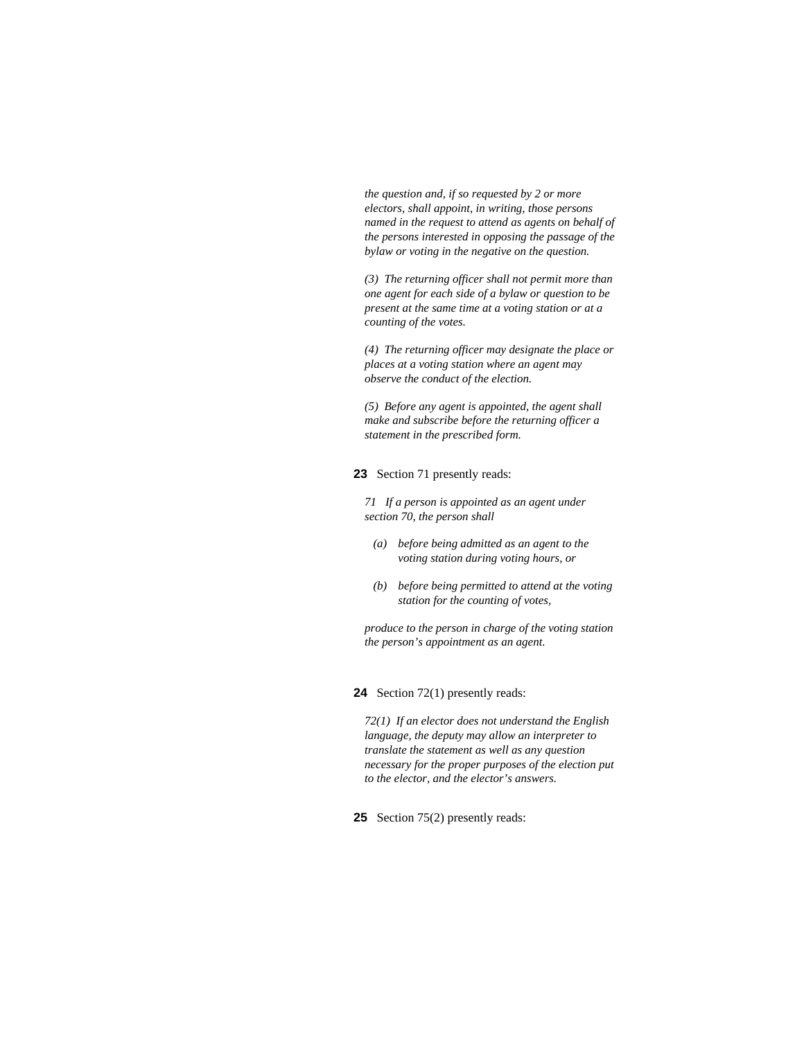*the question and, if so requested by 2 or more electors, shall appoint, in writing, those persons named in the request to attend as agents on behalf of the persons interested in opposing the passage of the bylaw or voting in the negative on the question.*

*(3) The returning officer shall not permit more than one agent for each side of a bylaw or question to be present at the same time at a voting station or at a counting of the votes.*

*(4) The returning officer may designate the place or places at a voting station where an agent may observe the conduct of the election.*

*(5) Before any agent is appointed, the agent shall make and subscribe before the returning officer a statement in the prescribed form.*

**23** Section 71 presently reads:

*71 If a person is appointed as an agent under section 70, the person shall*

- *(a) before being admitted as an agent to the voting station during voting hours, or*
- *(b) before being permitted to attend at the voting station for the counting of votes,*

*produce to the person in charge of the voting station the person's appointment as an agent.*

**24** Section 72(1) presently reads:

*72(1) If an elector does not understand the English language, the deputy may allow an interpreter to translate the statement as well as any question necessary for the proper purposes of the election put to the elector, and the elector's answers.*

**25** Section 75(2) presently reads: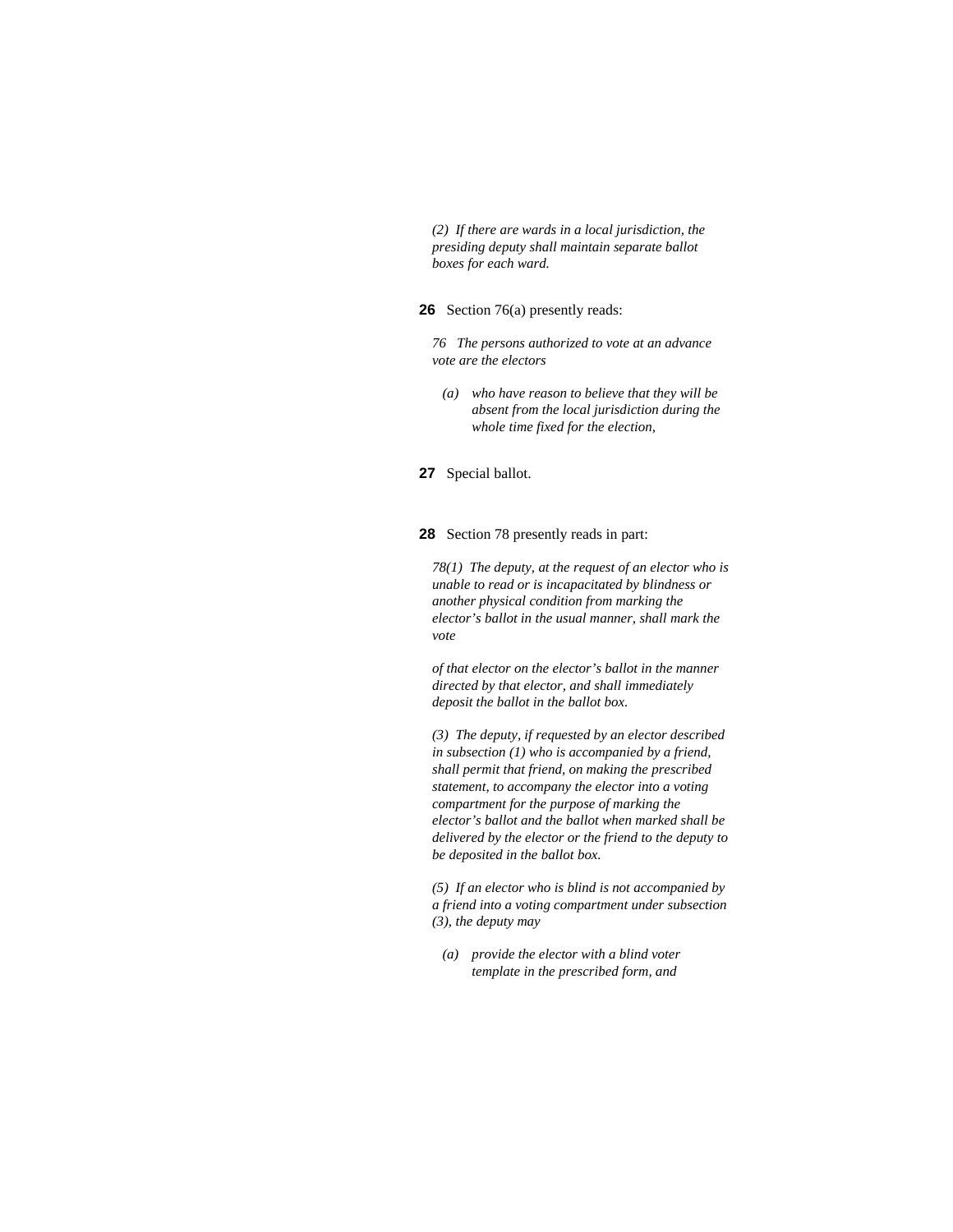*(2)  If there are wards in a local jurisdiction, the presiding deputy shall maintain separate ballot boxes for each ward.*

**26**  Section 76(a) presently reads:

*76   The persons authorized to vote at an advance vote are the electors*

*(a)   who have reason to believe that they will be absent from the local jurisdiction during the whole time fixed for the election,*

**27**  Special ballot.

**28**  Section 78 presently reads in part:

*78(1)  The deputy, at the request of an elector who is unable to read or is incapacitated by blindness or another physical condition from marking the elector's ballot in the usual manner, shall mark the vote*

*of that elector on the elector's ballot in the manner directed by that elector, and shall immediately deposit the ballot in the ballot box.*

*(3)  The deputy, if requested by an elector described in subsection (1) who is accompanied by a friend, shall permit that friend, on making the prescribed statement, to accompany the elector into a voting compartment for the purpose of marking the elector's ballot and the ballot when marked shall be delivered by the elector or the friend to the deputy to be deposited in the ballot box.*

*(5)  If an elector who is blind is not accompanied by a friend into a voting compartment under subsection (3), the deputy may*

*(a)   provide the elector with a blind voter template in the prescribed form, and*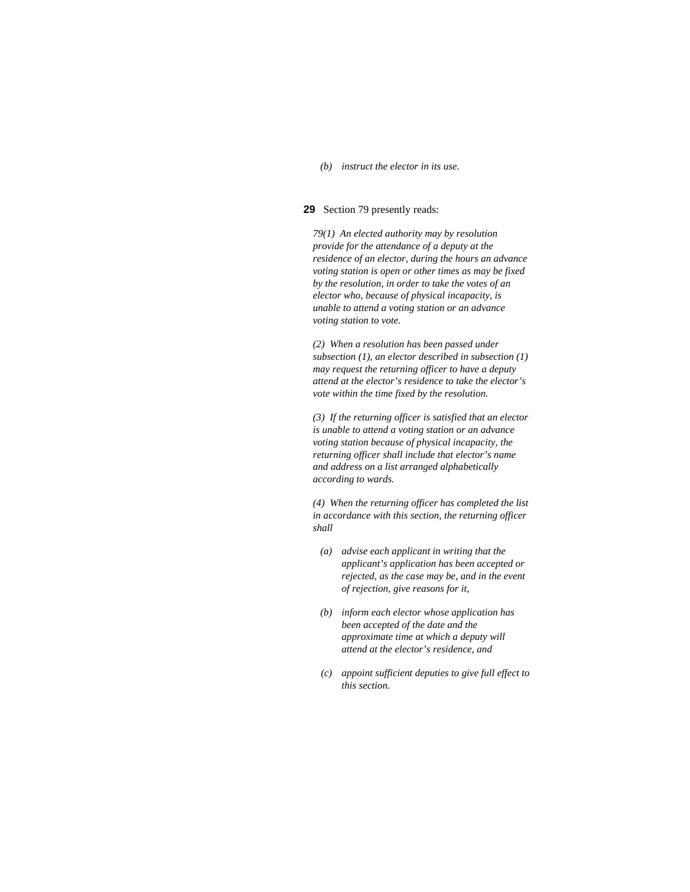*(b)    instruct the elector in its use.*

**29** Section 79 presently reads:

*79(1)  An elected authority may by resolution provide for the attendance of a deputy at the residence of an elector, during the hours an advance voting station is open or other times as may be fixed by the resolution, in order to take the votes of an elector who, because of physical incapacity, is unable to attend a voting station or an advance voting station to vote.*

*(2)  When a resolution has been passed under subsection (1), an elector described in subsection (1) may request the returning officer to have a deputy attend at the elector's residence to take the elector's vote within the time fixed by the resolution.*

*(3)  If the returning officer is satisfied that an elector is unable to attend a voting station or an advance voting station because of physical incapacity, the returning officer shall include that elector's name and address on a list arranged alphabetically according to wards.*

*(4)  When the returning officer has completed the list in accordance with this section, the returning officer shall*

*(a)    advise each applicant in writing that the applicant's application has been accepted or rejected, as the case may be, and in the event of rejection, give reasons for it,*

*(b)    inform each elector whose application has been accepted of the date and the approximate time at which a deputy will attend at the elector's residence, and*

*(c)    appoint sufficient deputies to give full effect to this section.*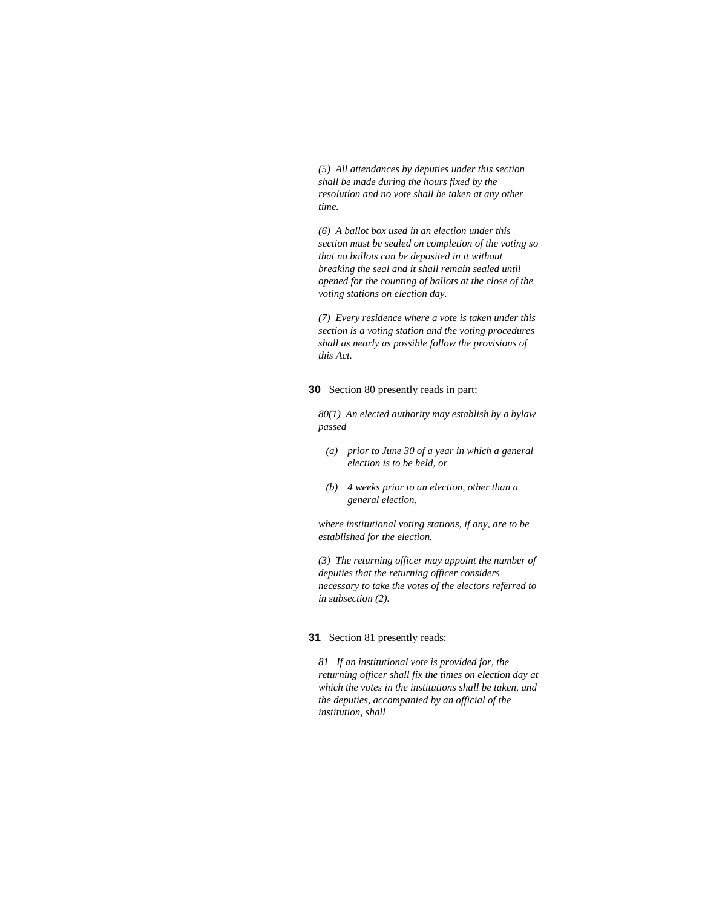*(5) All attendances by deputies under this section shall be made during the hours fixed by the resolution and no vote shall be taken at any other time.*

*(6) A ballot box used in an election under this section must be sealed on completion of the voting so that no ballots can be deposited in it without breaking the seal and it shall remain sealed until opened for the counting of ballots at the close of the voting stations on election day.*

*(7) Every residence where a vote is taken under this section is a voting station and the voting procedures shall as nearly as possible follow the provisions of this Act.*

**30** Section 80 presently reads in part:

*80(1) An elected authority may establish by a bylaw passed*

- *(a) prior to June 30 of a year in which a general election is to be held, or*
- *(b) 4 weeks prior to an election, other than a general election,*

*where institutional voting stations, if any, are to be established for the election.*

*(3) The returning officer may appoint the number of deputies that the returning officer considers necessary to take the votes of the electors referred to in subsection (2).*

**31** Section 81 presently reads:

*81 If an institutional vote is provided for, the returning officer shall fix the times on election day at which the votes in the institutions shall be taken, and the deputies, accompanied by an official of the institution, shall*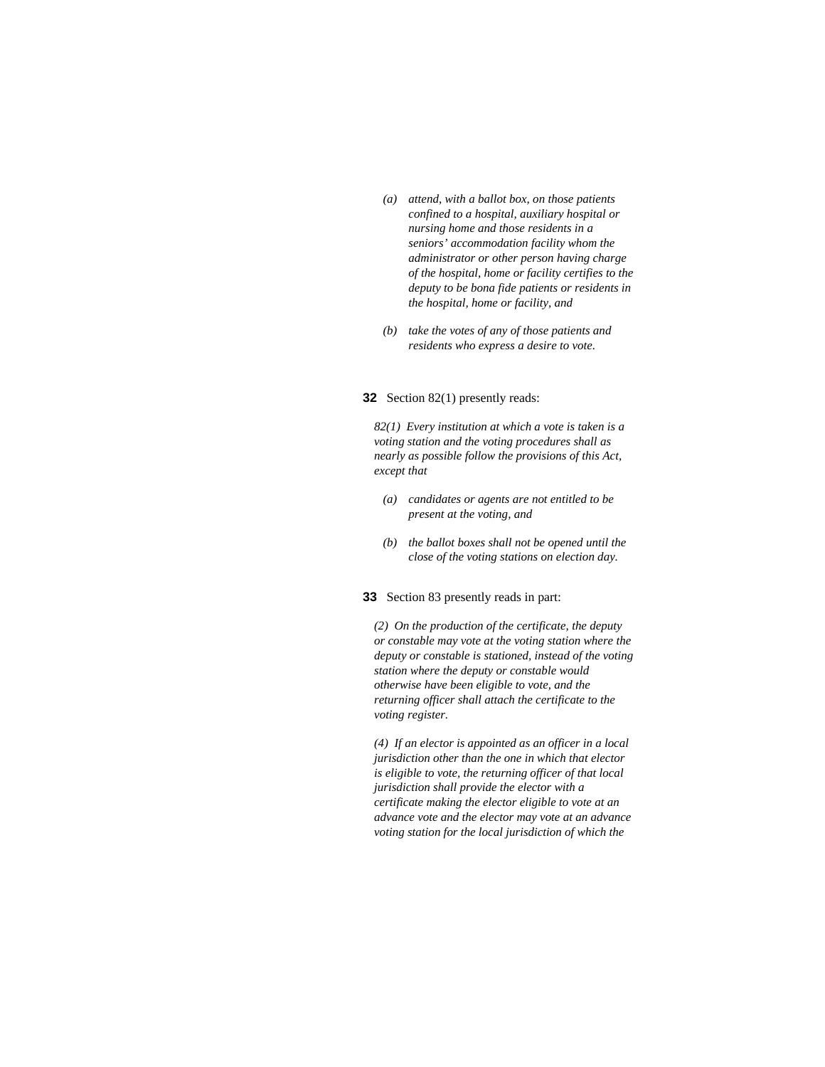*(a) attend, with a ballot box, on those patients confined to a hospital, auxiliary hospital or nursing home and those residents in a seniors' accommodation facility whom the administrator or other person having charge of the hospital, home or facility certifies to the deputy to be bona fide patients or residents in the hospital, home or facility, and*

*(b) take the votes of any of those patients and residents who express a desire to vote.*

**32** Section 82(1) presently reads:

*82(1) Every institution at which a vote is taken is a voting station and the voting procedures shall as nearly as possible follow the provisions of this Act, except that*

*(a) candidates or agents are not entitled to be present at the voting, and*

*(b) the ballot boxes shall not be opened until the close of the voting stations on election day.*

**33** Section 83 presently reads in part:

*(2) On the production of the certificate, the deputy or constable may vote at the voting station where the deputy or constable is stationed, instead of the voting station where the deputy or constable would otherwise have been eligible to vote, and the returning officer shall attach the certificate to the voting register.*

*(4) If an elector is appointed as an officer in a local jurisdiction other than the one in which that elector is eligible to vote, the returning officer of that local jurisdiction shall provide the elector with a certificate making the elector eligible to vote at an advance vote and the elector may vote at an advance voting station for the local jurisdiction of which the*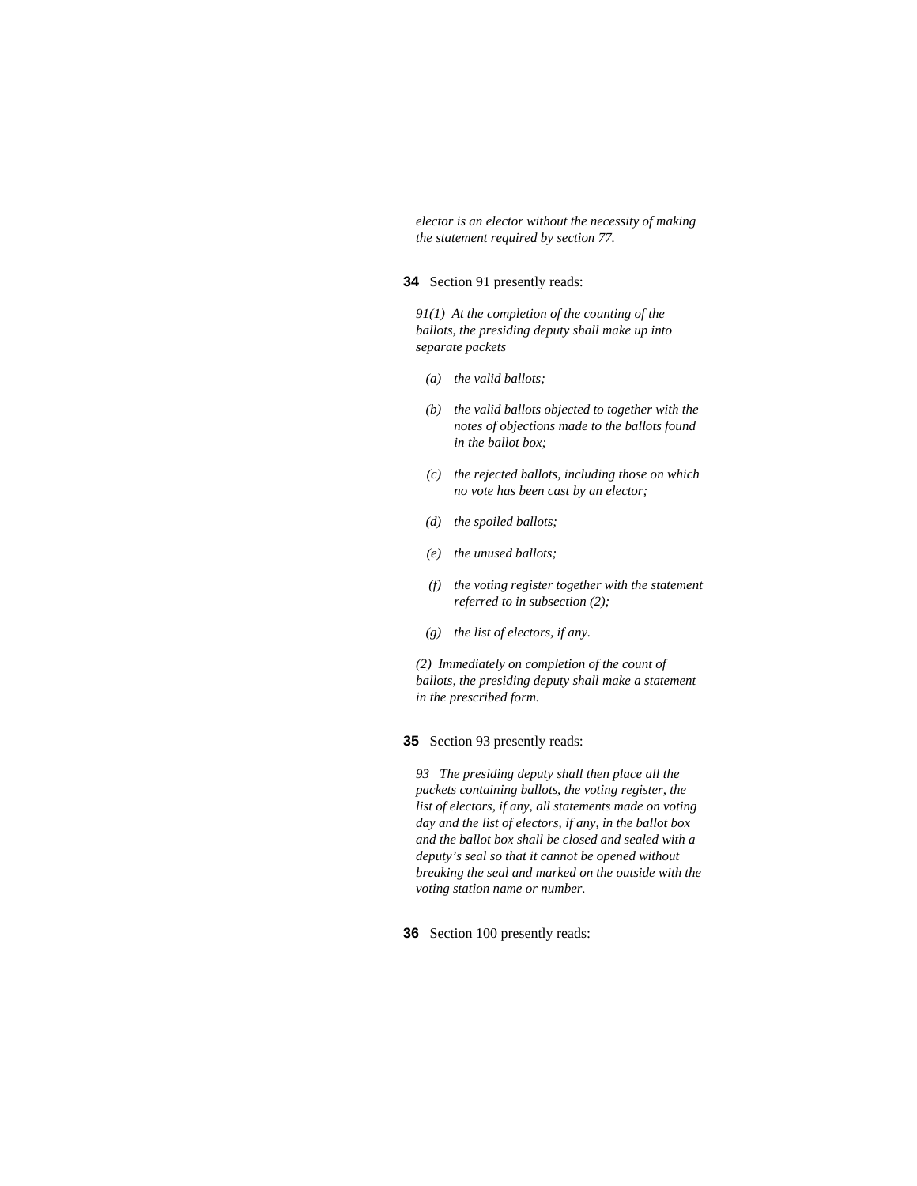*elector is an elector without the necessity of making the statement required by section 77.*

**34** Section 91 presently reads:

*91(1) At the completion of the counting of the ballots, the presiding deputy shall make up into separate packets*

- *(a) the valid ballots;*
- *(b) the valid ballots objected to together with the notes of objections made to the ballots found in the ballot box;*
- *(c) the rejected ballots, including those on which no vote has been cast by an elector;*
- *(d) the spoiled ballots;*
- *(e) the unused ballots;*
- *(f) the voting register together with the statement referred to in subsection (2);*
- *(g) the list of electors, if any.*

*(2) Immediately on completion of the count of ballots, the presiding deputy shall make a statement in the prescribed form.*

**35** Section 93 presently reads:

*93 The presiding deputy shall then place all the packets containing ballots, the voting register, the list of electors, if any, all statements made on voting day and the list of electors, if any, in the ballot box and the ballot box shall be closed and sealed with a deputy's seal so that it cannot be opened without breaking the seal and marked on the outside with the voting station name or number.*

**36** Section 100 presently reads: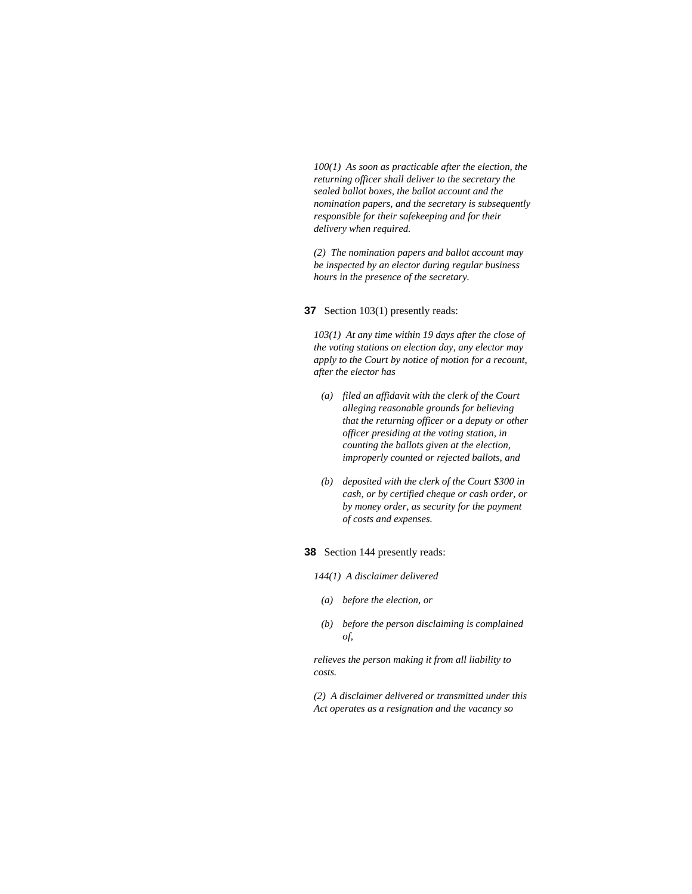*100(1) As soon as practicable after the election, the returning officer shall deliver to the secretary the sealed ballot boxes, the ballot account and the nomination papers, and the secretary is subsequently responsible for their safekeeping and for their delivery when required.*

*(2) The nomination papers and ballot account may be inspected by an elector during regular business hours in the presence of the secretary.*

**37** Section 103(1) presently reads:

*103(1) At any time within 19 days after the close of the voting stations on election day, any elector may apply to the Court by notice of motion for a recount, after the elector has*

- *(a) filed an affidavit with the clerk of the Court alleging reasonable grounds for believing that the returning officer or a deputy or other officer presiding at the voting station, in counting the ballots given at the election, improperly counted or rejected ballots, and*
- *(b) deposited with the clerk of the Court $300 in cash, or by certified cheque or cash order, or by money order, as security for the payment of costs and expenses.*

**38** Section 144 presently reads:

*144(1) A disclaimer delivered*

- *(a) before the election, or*
- *(b) before the person disclaiming is complained of,*

*relieves the person making it from all liability to costs.*

*(2) A disclaimer delivered or transmitted under this Act operates as a resignation and the vacancy so*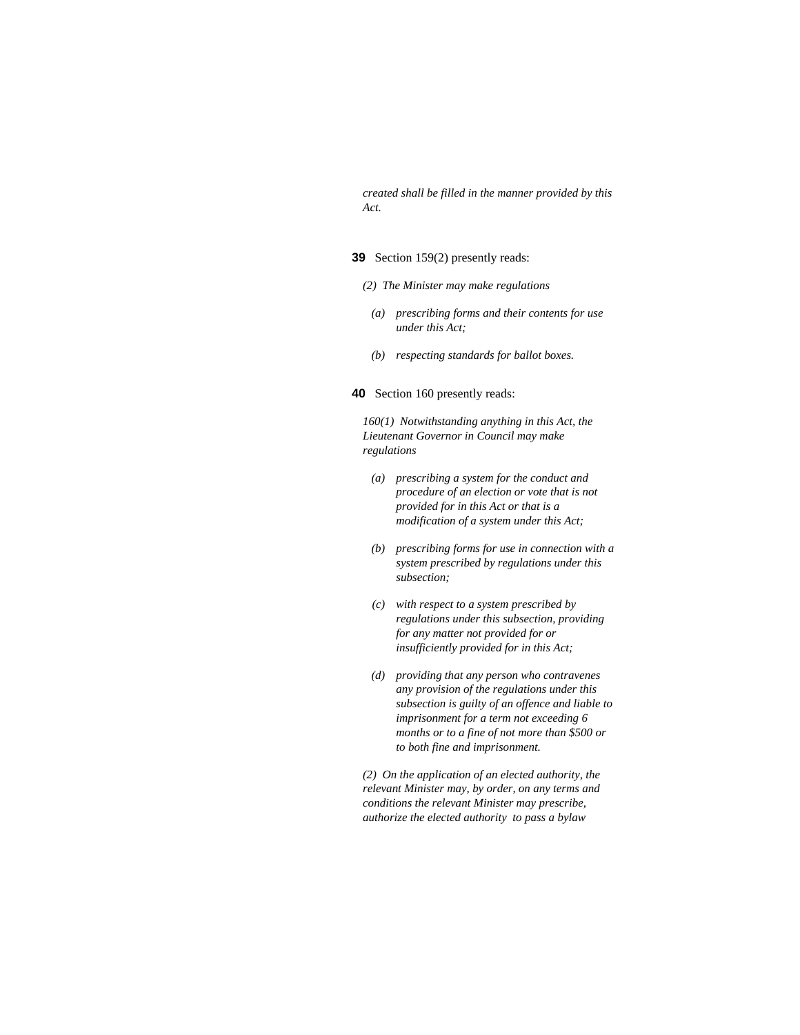*created shall be filled in the manner provided by this Act.*

**39** Section 159(2) presently reads:

*(2) The Minister may make regulations*

*(a) prescribing forms and their contents for use under this Act;*

*(b) respecting standards for ballot boxes.*

**40** Section 160 presently reads:

*160(1) Notwithstanding anything in this Act, the Lieutenant Governor in Council may make regulations*

*(a) prescribing a system for the conduct and procedure of an election or vote that is not provided for in this Act or that is a modification of a system under this Act;*

*(b) prescribing forms for use in connection with a system prescribed by regulations under this subsection;*

*(c) with respect to a system prescribed by regulations under this subsection, providing for any matter not provided for or insufficiently provided for in this Act;*

*(d) providing that any person who contravenes any provision of the regulations under this subsection is guilty of an offence and liable to imprisonment for a term not exceeding 6 months or to a fine of not more than $500 or to both fine and imprisonment.*

*(2) On the application of an elected authority, the relevant Minister may, by order, on any terms and conditions the relevant Minister may prescribe, authorize the elected authority to pass a bylaw*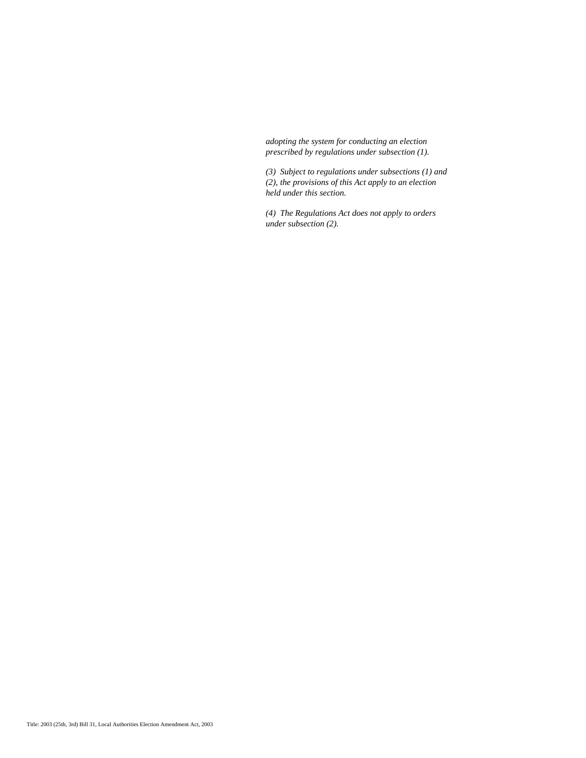*adopting the system for conducting an election prescribed by regulations under subsection (1).*

*(3) Subject to regulations under subsections (1) and (2), the provisions of this Act apply to an election held under this section.*

*(4) The Regulations Act does not apply to orders under subsection (2).*